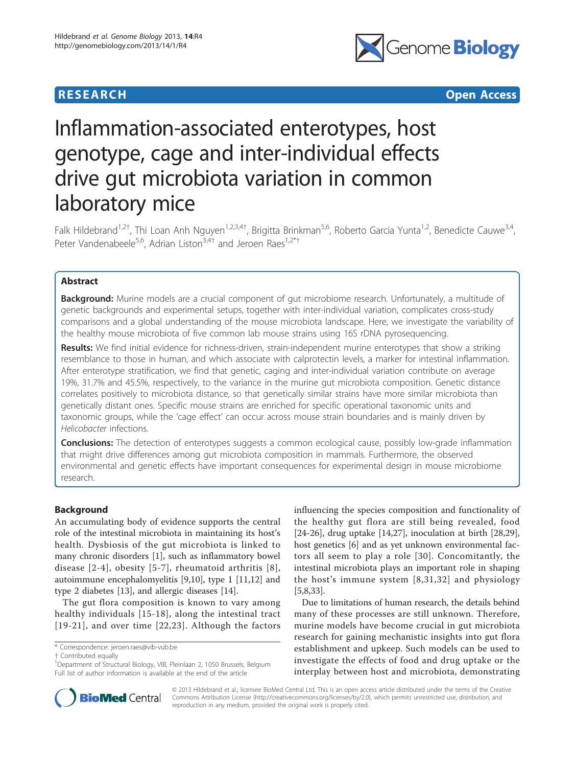RESEARCH Open Access

# Inflammation-associated enterotypes, host genotype, cage and inter-individual effects drive gut microbiota variation in common laboratory mice

Falk Hildebrand[1,2†], Thi Loan Anh Nguyen[1,2,3,4†], Brigitta Brinkman[5,6], Roberto Garcia Yunta[1,2], Benedicte Cauwe[3,4], Peter Vandenabeele[5,6], Adrian Liston[3,4†] and Jeroen Raes[1,2*†]

## Abstract

**Background:** Murine models are a crucial component of gut microbiome research. Unfortunately, a multitude of genetic backgrounds and experimental setups, together with inter-individual variation, complicates cross-study comparisons and a global understanding of the mouse microbiota landscape. Here, we investigate the variability of the healthy mouse microbiota of five common lab mouse strains using 16S rDNA pyrosequencing.

**Results:** We find initial evidence for richness-driven, strain-independent murine enterotypes that show a striking resemblance to those in human, and which associate with calprotectin levels, a marker for intestinal inflammation. After enterotype stratification, we find that genetic, caging and inter-individual variation contribute on average 19%, 31.7% and 45.5%, respectively, to the variance in the murine gut microbiota composition. Genetic distance correlates positively to microbiota distance, so that genetically similar strains have more similar microbiota than genetically distant ones. Specific mouse strains are enriched for specific operational taxonomic units and taxonomic groups, while the 'cage effect' can occur across mouse strain boundaries and is mainly driven by *Helicobacter* infections.

**Conclusions:** The detection of enterotypes suggests a common ecological cause, possibly low-grade inflammation that might drive differences among gut microbiota composition in mammals. Furthermore, the observed environmental and genetic effects have important consequences for experimental design in mouse microbiome research.

## Background

An accumulating body of evidence supports the central role of the intestinal microbiota in maintaining its host's health. Dysbiosis of the gut microbiota is linked to many chronic disorders [1], such as inflammatory bowel disease [2-4], obesity [5-7], rheumatoid arthritis [8], autoimmune encephalomyelitis [9,10], type 1 [11,12] and type 2 diabetes [13], and allergic diseases [14].

The gut flora composition is known to vary among healthy individuals [15-18], along the intestinal tract [19-21], and over time [22,23]. Although the factors influencing the species composition and functionality of the healthy gut flora are still being revealed, food [24-26], drug uptake [14,27], inoculation at birth [28,29], host genetics [6] and as yet unknown environmental factors all seem to play a role [30]. Concomitantly, the intestinal microbiota plays an important role in shaping the host's immune system [8,31,32] and physiology [5,8,33].

Due to limitations of human research, the details behind many of these processes are still unknown. Therefore, murine models have become crucial in gut microbiota research for gaining mechanistic insights into gut flora establishment and upkeep. Such models can be used to investigate the effects of food and drug uptake or the interplay between host and microbiota, demonstrating

\* Correspondence: jeroen.raes@vib-vub.be
† Contributed equally
[1]Department of Structural Biology, VIB, Pleinlaan 2, 1050 Brussels, Belgium
Full list of author information is available at the end of the article

© 2013 Hildebrand et al.; licensee BioMed Central Ltd. This is an open access article distributed under the terms of the Creative Commons Attribution License (http://creativecommons.org/licenses/by/2.0), which permits unrestricted use, distribution, and reproduction in any medium, provided the original work is properly cited.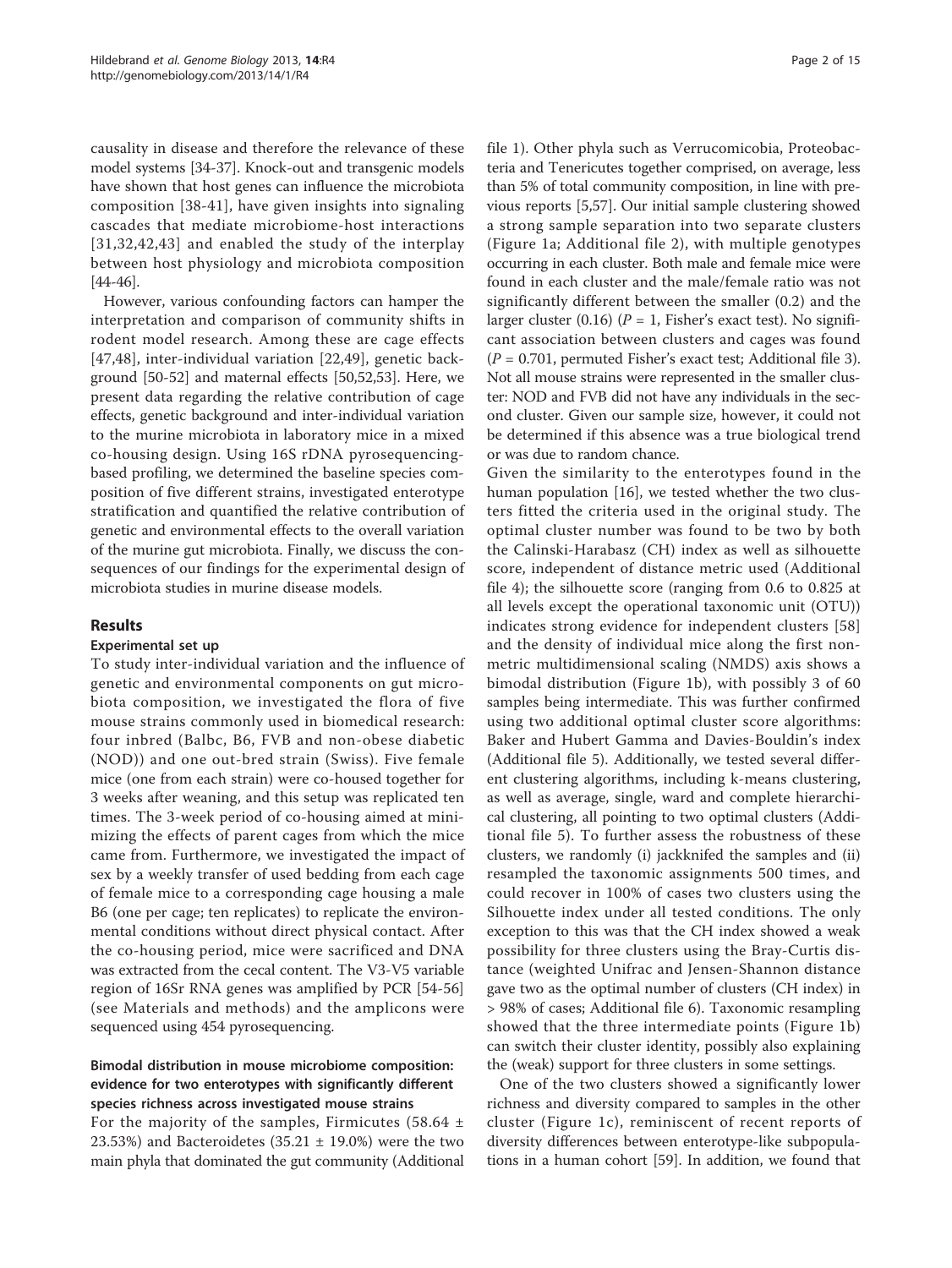causality in disease and therefore the relevance of these model systems [34-37]. Knock-out and transgenic models have shown that host genes can influence the microbiota composition [38-41], have given insights into signaling cascades that mediate microbiome-host interactions [31,32,42,43] and enabled the study of the interplay between host physiology and microbiota composition [44-46].

However, various confounding factors can hamper the interpretation and comparison of community shifts in rodent model research. Among these are cage effects [47,48], inter-individual variation [22,49], genetic background [50-52] and maternal effects [50,52,53]. Here, we present data regarding the relative contribution of cage effects, genetic background and inter-individual variation to the murine microbiota in laboratory mice in a mixed co-housing design. Using 16S rDNA pyrosequencing-based profiling, we determined the baseline species composition of five different strains, investigated enterotype stratification and quantified the relative contribution of genetic and environmental effects to the overall variation of the murine gut microbiota. Finally, we discuss the consequences of our findings for the experimental design of microbiota studies in murine disease models.

## Results

### Experimental set up

To study inter-individual variation and the influence of genetic and environmental components on gut microbiota composition, we investigated the flora of five mouse strains commonly used in biomedical research: four inbred (Balbc, B6, FVB and non-obese diabetic (NOD)) and one out-bred strain (Swiss). Five female mice (one from each strain) were co-housed together for 3 weeks after weaning, and this setup was replicated ten times. The 3-week period of co-housing aimed at minimizing the effects of parent cages from which the mice came from. Furthermore, we investigated the impact of sex by a weekly transfer of used bedding from each cage of female mice to a corresponding cage housing a male B6 (one per cage; ten replicates) to replicate the environmental conditions without direct physical contact. After the co-housing period, mice were sacrificed and DNA was extracted from the cecal content. The V3-V5 variable region of 16Sr RNA genes was amplified by PCR [54-56] (see Materials and methods) and the amplicons were sequenced using 454 pyrosequencing.

### Bimodal distribution in mouse microbiome composition: evidence for two enterotypes with significantly different species richness across investigated mouse strains

For the majority of the samples, Firmicutes (58.64 ± 23.53%) and Bacteroidetes (35.21 ± 19.0%) were the two main phyla that dominated the gut community (Additional file 1). Other phyla such as Verrucomicobia, Proteobacteria and Tenericutes together comprised, on average, less than 5% of total community composition, in line with previous reports [5,57]. Our initial sample clustering showed a strong sample separation into two separate clusters (Figure 1a; Additional file 2), with multiple genotypes occurring in each cluster. Both male and female mice were found in each cluster and the male/female ratio was not significantly different between the smaller (0.2) and the larger cluster (0.16) ($P$ = 1, Fisher's exact test). No significant association between clusters and cages was found ($P$ = 0.701, permuted Fisher's exact test; Additional file 3). Not all mouse strains were represented in the smaller cluster: NOD and FVB did not have any individuals in the second cluster. Given our sample size, however, it could not be determined if this absence was a true biological trend or was due to random chance.

Given the similarity to the enterotypes found in the human population [16], we tested whether the two clusters fitted the criteria used in the original study. The optimal cluster number was found to be two by both the Calinski-Harabasz (CH) index as well as silhouette score, independent of distance metric used (Additional file 4); the silhouette score (ranging from 0.6 to 0.825 at all levels except the operational taxonomic unit (OTU)) indicates strong evidence for independent clusters [58] and the density of individual mice along the first non-metric multidimensional scaling (NMDS) axis shows a bimodal distribution (Figure 1b), with possibly 3 of 60 samples being intermediate. This was further confirmed using two additional optimal cluster score algorithms: Baker and Hubert Gamma and Davies-Bouldin's index (Additional file 5). Additionally, we tested several different clustering algorithms, including k-means clustering, as well as average, single, ward and complete hierarchical clustering, all pointing to two optimal clusters (Additional file 5). To further assess the robustness of these clusters, we randomly (i) jackknifed the samples and (ii) resampled the taxonomic assignments 500 times, and could recover in 100% of cases two clusters using the Silhouette index under all tested conditions. The only exception to this was that the CH index showed a weak possibility for three clusters using the Bray-Curtis distance (weighted Unifrac and Jensen-Shannon distance gave two as the optimal number of clusters (CH index) in > 98% of cases; Additional file 6). Taxonomic resampling showed that the three intermediate points (Figure 1b) can switch their cluster identity, possibly also explaining the (weak) support for three clusters in some settings.

One of the two clusters showed a significantly lower richness and diversity compared to samples in the other cluster (Figure 1c), reminiscent of recent reports of diversity differences between enterotype-like subpopulations in a human cohort [59]. In addition, we found that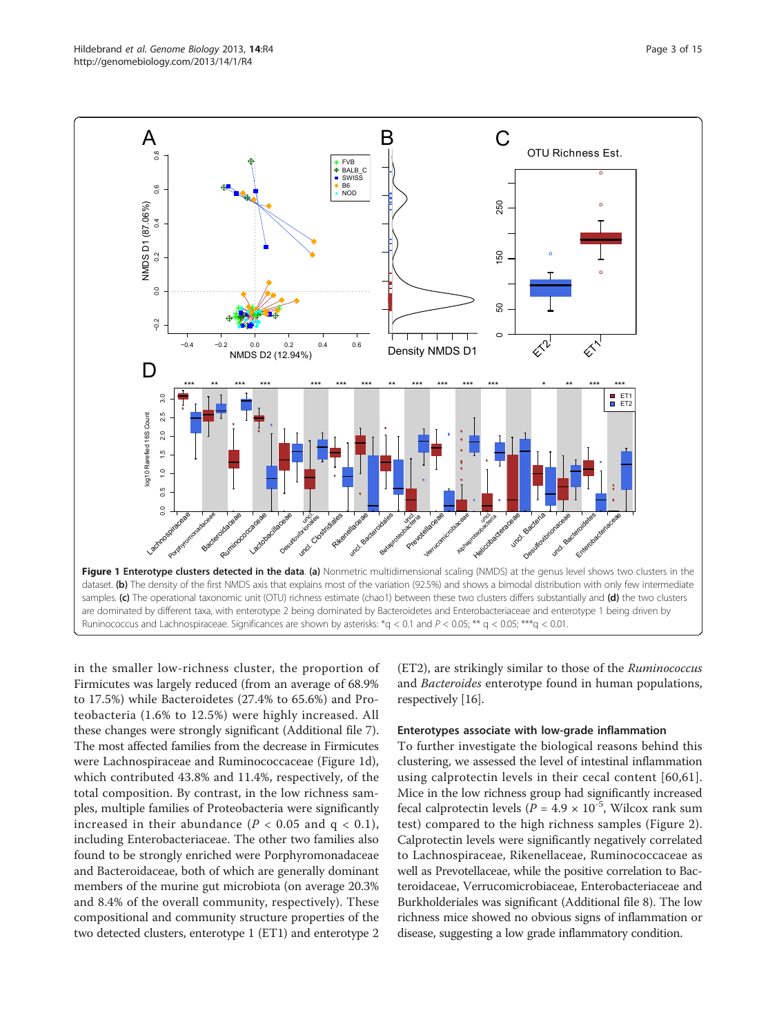**Figure 1 Enterotype clusters detected in the data**. **(a)** Nonmetric multidimensional scaling (NMDS) at the genus level shows two clusters in the dataset. **(b)** The density of the first NMDS axis that explains most of the variation (92.5%) and shows a bimodal distribution with only few intermediate samples. **(c)** The operational taxonomic unit (OTU) richness estimate (chao1) between these two clusters differs substantially and **(d)** the two clusters are dominated by different taxa, with enterotype 2 being dominated by Bacteroidetes and Enterobacteriaceae and enterotype 1 being driven by Runinococcus and Lachnospiraceae. Significances are shown by asterisks: *q < 0.1 and $P < 0.05$; ** q < 0.05; ***q < 0.01.

in the smaller low-richness cluster, the proportion of Firmicutes was largely reduced (from an average of 68.9% to 17.5%) while Bacteroidetes (27.4% to 65.6%) and Proteobacteria (1.6% to 12.5%) were highly increased. All these changes were strongly significant (Additional file 7). The most affected families from the decrease in Firmicutes were Lachnospiraceae and Ruminococcaceae (Figure 1d), which contributed 43.8% and 11.4%, respectively, of the total composition. By contrast, in the low richness samples, multiple families of Proteobacteria were significantly increased in their abundance ($P < 0.05$ and $q < 0.1$), including Enterobacteriaceae. The other two families also found to be strongly enriched were Porphyromonadaceae and Bacteroidaceae, both of which are generally dominant members of the murine gut microbiota (on average 20.3% and 8.4% of the overall community, respectively). These compositional and community structure properties of the two detected clusters, enterotype 1 (ET1) and enterotype 2 (ET2), are strikingly similar to those of the *Ruminococcus* and *Bacteroides* enterotype found in human populations, respectively [16].

### Enterotypes associate with low-grade inflammation

To further investigate the biological reasons behind this clustering, we assessed the level of intestinal inflammation using calprotectin levels in their cecal content [60,61]. Mice in the low richness group had significantly increased fecal calprotectin levels ($P = 4.9 \times 10^{-5}$, Wilcox rank sum test) compared to the high richness samples (Figure 2). Calprotectin levels were significantly negatively correlated to Lachnospiraceae, Rikenellaceae, Ruminococcaceae as well as Prevotellaceae, while the positive correlation to Bacteroidaceae, Verrucomicrobiaceae, Enterobacteriaceae and Burkholderiales was significant (Additional file 8). The low richness mice showed no obvious signs of inflammation or disease, suggesting a low grade inflammatory condition.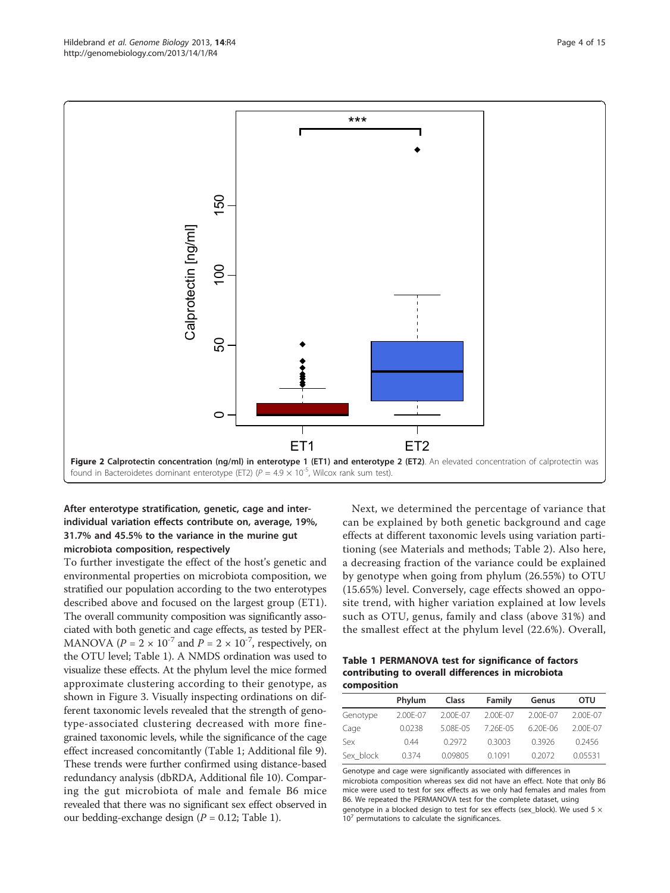**Figure 2 Calprotectin concentration (ng/ml) in enterotype 1 (ET1) and enterotype 2 (ET2)**. An elevated concentration of calprotectin was found in Bacteroidetes dominant enterotype (ET2) ($P = 4.9 \times 10^{-5}$, Wilcox rank sum test).

### After enterotype stratification, genetic, cage and inter-individual variation effects contribute on, average, 19%, 31.7% and 45.5% to the variance in the murine gut microbiota composition, respectively

To further investigate the effect of the host's genetic and environmental properties on microbiota composition, we stratified our population according to the two enterotypes described above and focused on the largest group (ET1). The overall community composition was significantly associated with both genetic and cage effects, as tested by PERMANOVA ($P = 2 \times 10^{-7}$ and $P = 2 \times 10^{-7}$, respectively, on the OTU level; Table 1). A NMDS ordination was used to visualize these effects. At the phylum level the mice formed approximate clustering according to their genotype, as shown in Figure 3. Visually inspecting ordinations on different taxonomic levels revealed that the strength of genotype-associated clustering decreased with more fine-grained taxonomic levels, while the significance of the cage effect increased concomitantly (Table 1; Additional file 9). These trends were further confirmed using distance-based redundancy analysis (dbRDA, Additional file 10). Comparing the gut microbiota of male and female B6 mice revealed that there was no significant sex effect observed in our bedding-exchange design ($P = 0.12$; Table 1).

Next, we determined the percentage of variance that can be explained by both genetic background and cage effects at different taxonomic levels using variation partitioning (see Materials and methods; Table 2). Also here, a decreasing fraction of the variance could be explained by genotype when going from phylum (26.55%) to OTU (15.65%) level. Conversely, cage effects showed an opposite trend, with higher variation explained at low levels such as OTU, genus, family and class (above 31%) and the smallest effect at the phylum level (22.6%). Overall,

**Table 1 PERMANOVA test for significance of factors contributing to overall differences in microbiota composition**

| | Phylum | Class | Family | Genus | OTU |
|---|---|---|---|---|---|
| Genotype | 2.00E-07 | 2.00E-07 | 2.00E-07 | 2.00E-07 | 2.00E-07 |
| Cage | 0.0238 | 5.08E-05 | 7.26E-05 | 6.20E-06 | 2.00E-07 |
| Sex | 0.44 | 0.2972 | 0.3003 | 0.3926 | 0.2456 |
| Sex_block | 0.374 | 0.09805 | 0.1091 | 0.2072 | 0.05531 |

Genotype and cage were significantly associated with differences in microbiota composition whereas sex did not have an effect. Note that only B6 mice were used to test for sex effects as we only had females and males from B6. We repeated the PERMANOVA test for the complete dataset, using genotype in a blocked design to test for sex effects (sex_block). We used $5 \times 10^{7}$ permutations to calculate the significances.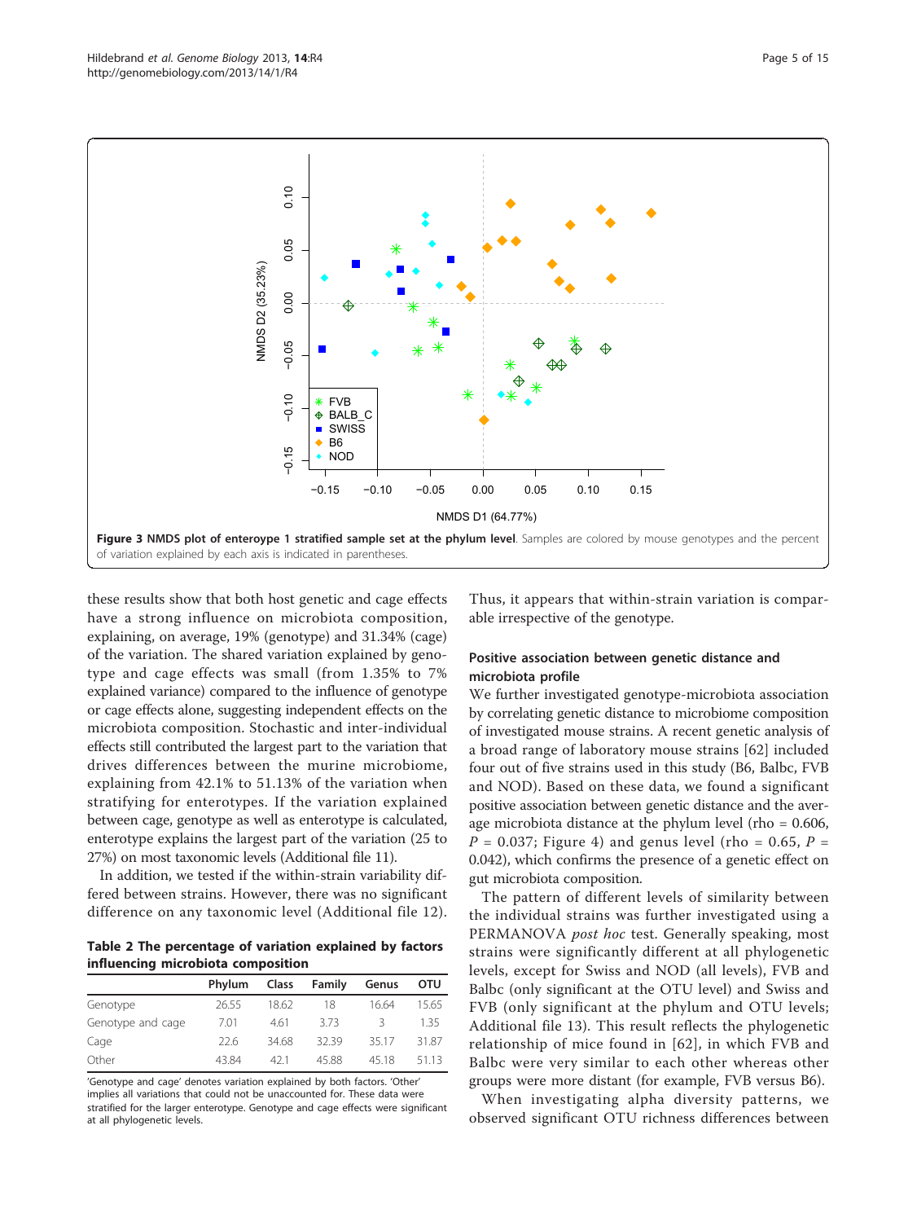**Figure 3 NMDS plot of enteroype 1 stratified sample set at the phylum level**. Samples are colored by mouse genotypes and the percent of variation explained by each axis is indicated in parentheses.

these results show that both host genetic and cage effects have a strong influence on microbiota composition, explaining, on average, 19% (genotype) and 31.34% (cage) of the variation. The shared variation explained by genotype and cage effects was small (from 1.35% to 7% explained variance) compared to the influence of genotype or cage effects alone, suggesting independent effects on the microbiota composition. Stochastic and inter-individual effects still contributed the largest part to the variation that drives differences between the murine microbiome, explaining from 42.1% to 51.13% of the variation when stratifying for enterotypes. If the variation explained between cage, genotype as well as enterotype is calculated, enterotype explains the largest part of the variation (25 to 27%) on most taxonomic levels (Additional file 11).

In addition, we tested if the within-strain variability differed between strains. However, there was no significant difference on any taxonomic level (Additional file 12).

**Table 2 The percentage of variation explained by factors influencing microbiota composition**

| | Phylum | Class | Family | Genus | OTU |
|---|---|---|---|---|---|
| Genotype | 26.55 | 18.62 | 18 | 16.64 | 15.65 |
| Genotype and cage | 7.01 | 4.61 | 3.73 | 3 | 1.35 |
| Cage | 22.6 | 34.68 | 32.39 | 35.17 | 31.87 |
| Other | 43.84 | 42.1 | 45.88 | 45.18 | 51.13 |

'Genotype and cage' denotes variation explained by both factors. 'Other' implies all variations that could not be unaccounted for. These data were stratified for the larger enterotype. Genotype and cage effects were significant at all phylogenetic levels.

Thus, it appears that within-strain variation is comparable irrespective of the genotype.

### Positive association between genetic distance and microbiota profile

We further investigated genotype-microbiota association by correlating genetic distance to microbiome composition of investigated mouse strains. A recent genetic analysis of a broad range of laboratory mouse strains [62] included four out of five strains used in this study (B6, Balbc, FVB and NOD). Based on these data, we found a significant positive association between genetic distance and the average microbiota distance at the phylum level (rho = 0.606, $P$ = 0.037; Figure 4) and genus level (rho = 0.65, $P$ = 0.042), which confirms the presence of a genetic effect on gut microbiota composition.

The pattern of different levels of similarity between the individual strains was further investigated using a PERMANOVA *post hoc* test. Generally speaking, most strains were significantly different at all phylogenetic levels, except for Swiss and NOD (all levels), FVB and Balbc (only significant at the OTU level) and Swiss and FVB (only significant at the phylum and OTU levels; Additional file 13). This result reflects the phylogenetic relationship of mice found in [62], in which FVB and Balbc were very similar to each other whereas other groups were more distant (for example, FVB versus B6).

When investigating alpha diversity patterns, we observed significant OTU richness differences between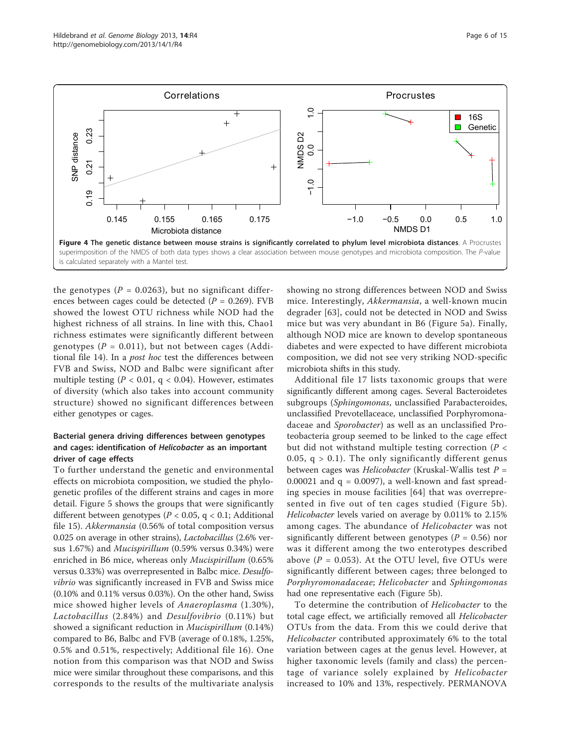**Figure 4 The genetic distance between mouse strains is significantly correlated to phylum level microbiota distances**. A Procrustes superimposition of the NMDS of both data types shows a clear association between mouse genotypes and microbiota composition. The *P*-value is calculated separately with a Mantel test.

the genotypes ($P = 0.0263$), but no significant differences between cages could be detected ($P = 0.269$). FVB showed the lowest OTU richness while NOD had the highest richness of all strains. In line with this, Chao1 richness estimates were significantly different between genotypes ($P = 0.011$), but not between cages (Additional file 14). In a *post hoc* test the differences between FVB and Swiss, NOD and Balbc were significant after multiple testing ($P < 0.01$, $q < 0.04$). However, estimates of diversity (which also takes into account community structure) showed no significant differences between either genotypes or cages.

### Bacterial genera driving differences between genotypes and cages: identification of *Helicobacter* as an important driver of cage effects

To further understand the genetic and environmental effects on microbiota composition, we studied the phylogenetic profiles of the different strains and cages in more detail. Figure 5 shows the groups that were significantly different between genotypes ($P < 0.05$, $q < 0.1$; Additional file 15). *Akkermansia* (0.56% of total composition versus 0.025 on average in other strains), *Lactobacillus* (2.6% versus 1.67%) and *Mucispirillum* (0.59% versus 0.34%) were enriched in B6 mice, whereas only *Mucispirillum* (0.65% versus 0.33%) was overrepresented in Balbc mice. *Desulfovibrio* was significantly increased in FVB and Swiss mice (0.10% and 0.11% versus 0.03%). On the other hand, Swiss mice showed higher levels of *Anaeroplasma* (1.30%), *Lactobacillus* (2.84%) and *Desulfovibrio* (0.11%) but showed a significant reduction in *Mucispirillum* (0.14%) compared to B6, Balbc and FVB (average of 0.18%, 1.25%, 0.5% and 0.51%, respectively; Additional file 16). One notion from this comparison was that NOD and Swiss mice were similar throughout these comparisons, and this corresponds to the results of the multivariate analysis showing no strong differences between NOD and Swiss mice. Interestingly, *Akkermansia*, a well-known mucin degrader [63], could not be detected in NOD and Swiss mice but was very abundant in B6 (Figure 5a). Finally, although NOD mice are known to develop spontaneous diabetes and were expected to have different microbiota composition, we did not see very striking NOD-specific microbiota shifts in this study.

Additional file 17 lists taxonomic groups that were significantly different among cages. Several Bacteroidetes subgroups (*Sphingomonas*, unclassified Parabacteroides, unclassified Prevotellaceae, unclassified Porphyromonadaceae and *Sporobacter*) as well as an unclassified Proteobacteria group seemed to be linked to the cage effect but did not withstand multiple testing correction ($P < 0.05$, $q > 0.1$). The only significantly different genus between cages was *Helicobacter* (Kruskal-Wallis test $P = 0.00021$ and $q = 0.0097$), a well-known and fast spreading species in mouse facilities [64] that was overrepresented in five out of ten cages studied (Figure 5b). *Helicobacter* levels varied on average by 0.011% to 2.15% among cages. The abundance of *Helicobacter* was not significantly different between genotypes ($P = 0.56$) nor was it different among the two enterotypes described above ($P = 0.053$). At the OTU level, five OTUs were significantly different between cages; three belonged to *Porphyromonadaceae*; *Helicobacter* and *Sphingomonas* had one representative each (Figure 5b).

To determine the contribution of *Helicobacter* to the total cage effect, we artificially removed all *Helicobacter* OTUs from the data. From this we could derive that *Helicobacter* contributed approximately 6% to the total variation between cages at the genus level. However, at higher taxonomic levels (family and class) the percentage of variance solely explained by *Helicobacter* increased to 10% and 13%, respectively. PERMANOVA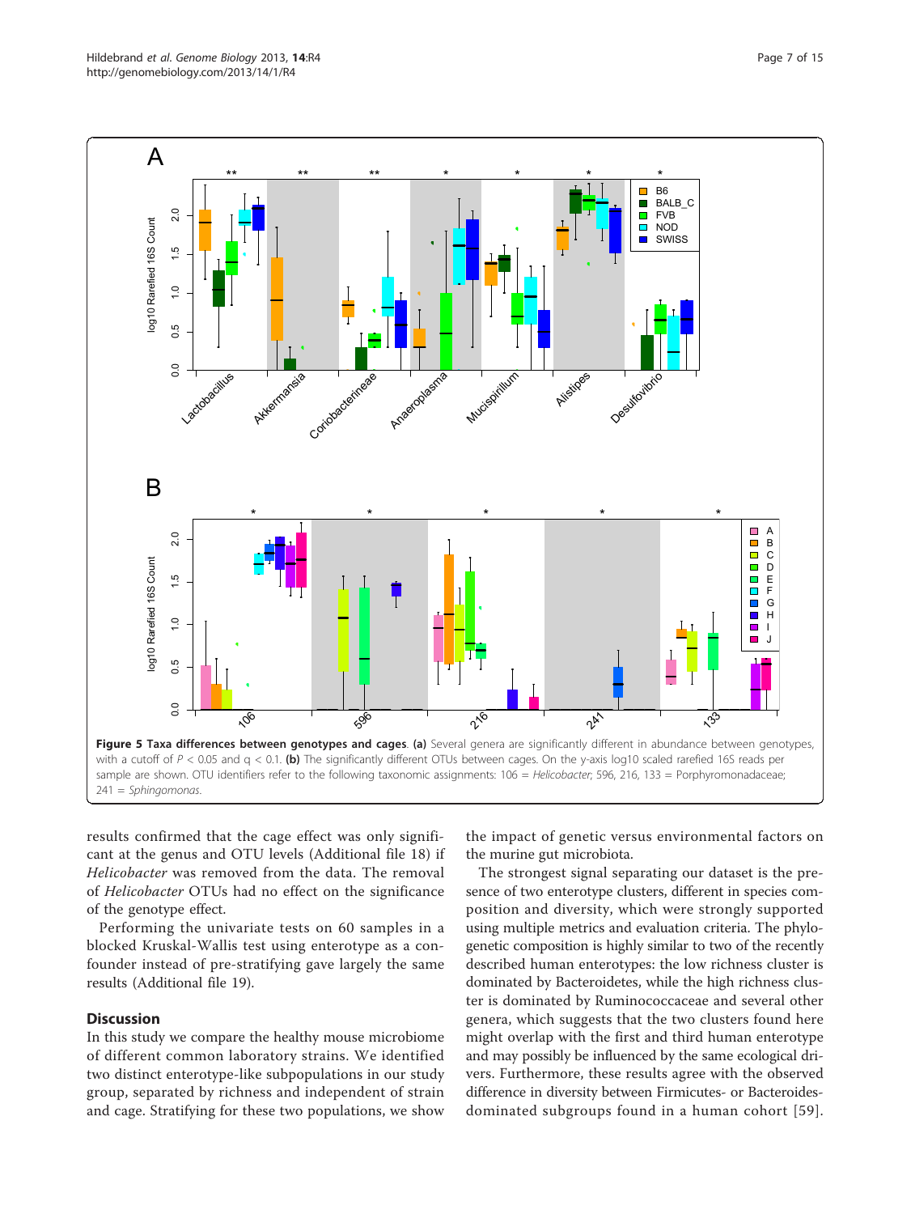**Figure 5 Taxa differences between genotypes and cages**. **(a)** Several genera are significantly different in abundance between genotypes, with a cutoff of $P < 0.05$ and $q < 0.1$. **(b)** The significantly different OTUs between cages. On the y-axis log10 scaled rarefied 16S reads per sample are shown. OTU identifiers refer to the following taxonomic assignments: 106 = *Helicobacter*; 596, 216, 133 = Porphyromonadaceae; 241 = *Sphingomonas*.

results confirmed that the cage effect was only significant at the genus and OTU levels (Additional file 18) if *Helicobacter* was removed from the data. The removal of *Helicobacter* OTUs had no effect on the significance of the genotype effect.

Performing the univariate tests on 60 samples in a blocked Kruskal-Wallis test using enterotype as a confounder instead of pre-stratifying gave largely the same results (Additional file 19).

## Discussion

In this study we compare the healthy mouse microbiome of different common laboratory strains. We identified two distinct enterotype-like subpopulations in our study group, separated by richness and independent of strain and cage. Stratifying for these two populations, we show the impact of genetic versus environmental factors on the murine gut microbiota.

The strongest signal separating our dataset is the presence of two enterotype clusters, different in species composition and diversity, which were strongly supported using multiple metrics and evaluation criteria. The phylogenetic composition is highly similar to two of the recently described human enterotypes: the low richness cluster is dominated by Bacteroidetes, while the high richness cluster is dominated by Ruminococcaceae and several other genera, which suggests that the two clusters found here might overlap with the first and third human enterotype and may possibly be influenced by the same ecological drivers. Furthermore, these results agree with the observed difference in diversity between Firmicutes- or Bacteroides-dominated subgroups found in a human cohort [59].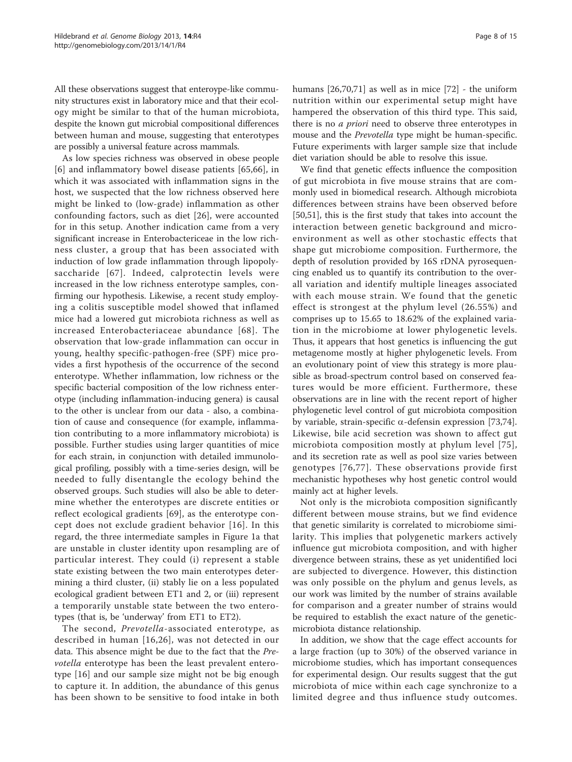All these observations suggest that enteroype-like community structures exist in laboratory mice and that their ecology might be similar to that of the human microbiota, despite the known gut microbial compositional differences between human and mouse, suggesting that enterotypes are possibly a universal feature across mammals.

As low species richness was observed in obese people [6] and inflammatory bowel disease patients [65,66], in which it was associated with inflammation signs in the host, we suspected that the low richness observed here might be linked to (low-grade) inflammation as other confounding factors, such as diet [26], were accounted for in this setup. Another indication came from a very significant increase in Enterobactericeae in the low richness cluster, a group that has been associated with induction of low grade inflammation through lipopolysaccharide [67]. Indeed, calprotectin levels were increased in the low richness enterotype samples, confirming our hypothesis. Likewise, a recent study employing a colitis susceptible model showed that inflamed mice had a lowered gut microbiota richness as well as increased Enterobacteriaceae abundance [68]. The observation that low-grade inflammation can occur in young, healthy specific-pathogen-free (SPF) mice provides a first hypothesis of the occurrence of the second enterotype. Whether inflammation, low richness or the specific bacterial composition of the low richness enterotype (including inflammation-inducing genera) is causal to the other is unclear from our data - also, a combination of cause and consequence (for example, inflammation contributing to a more inflammatory microbiota) is possible. Further studies using larger quantities of mice for each strain, in conjunction with detailed immunological profiling, possibly with a time-series design, will be needed to fully disentangle the ecology behind the observed groups. Such studies will also be able to determine whether the enterotypes are discrete entities or reflect ecological gradients [69], as the enterotype concept does not exclude gradient behavior [16]. In this regard, the three intermediate samples in Figure 1a that are unstable in cluster identity upon resampling are of particular interest. They could (i) represent a stable state existing between the two main enterotypes determining a third cluster, (ii) stably lie on a less populated ecological gradient between ET1 and 2, or (iii) represent a temporarily unstable state between the two enterotypes (that is, be 'underway' from ET1 to ET2).

The second, *Prevotella*-associated enterotype, as described in human [16,26], was not detected in our data. This absence might be due to the fact that the *Prevotella* enterotype has been the least prevalent enterotype [16] and our sample size might not be big enough to capture it. In addition, the abundance of this genus has been shown to be sensitive to food intake in both humans [26,70,71] as well as in mice [72] - the uniform nutrition within our experimental setup might have hampered the observation of this third type. This said, there is no *a priori* need to observe three enterotypes in mouse and the *Prevotella* type might be human-specific. Future experiments with larger sample size that include diet variation should be able to resolve this issue.

We find that genetic effects influence the composition of gut microbiota in five mouse strains that are commonly used in biomedical research. Although microbiota differences between strains have been observed before [50,51], this is the first study that takes into account the interaction between genetic background and microenvironment as well as other stochastic effects that shape gut microbiome composition. Furthermore, the depth of resolution provided by 16S rDNA pyrosequencing enabled us to quantify its contribution to the overall variation and identify multiple lineages associated with each mouse strain. We found that the genetic effect is strongest at the phylum level (26.55%) and comprises up to 15.65 to 18.62% of the explained variation in the microbiome at lower phylogenetic levels. Thus, it appears that host genetics is influencing the gut metagenome mostly at higher phylogenetic levels. From an evolutionary point of view this strategy is more plausible as broad-spectrum control based on conserved features would be more efficient. Furthermore, these observations are in line with the recent report of higher phylogenetic level control of gut microbiota composition by variable, strain-specific $\alpha$-defensin expression [73,74]. Likewise, bile acid secretion was shown to affect gut microbiota composition mostly at phylum level [75], and its secretion rate as well as pool size varies between genotypes [76,77]. These observations provide first mechanistic hypotheses why host genetic control would mainly act at higher levels.

Not only is the microbiota composition significantly different between mouse strains, but we find evidence that genetic similarity is correlated to microbiome similarity. This implies that polygenetic markers actively influence gut microbiota composition, and with higher divergence between strains, these as yet unidentified loci are subjected to divergence. However, this distinction was only possible on the phylum and genus levels, as our work was limited by the number of strains available for comparison and a greater number of strains would be required to establish the exact nature of the genetic-microbiota distance relationship.

In addition, we show that the cage effect accounts for a large fraction (up to 30%) of the observed variance in microbiome studies, which has important consequences for experimental design. Our results suggest that the gut microbiota of mice within each cage synchronize to a limited degree and thus influence study outcomes.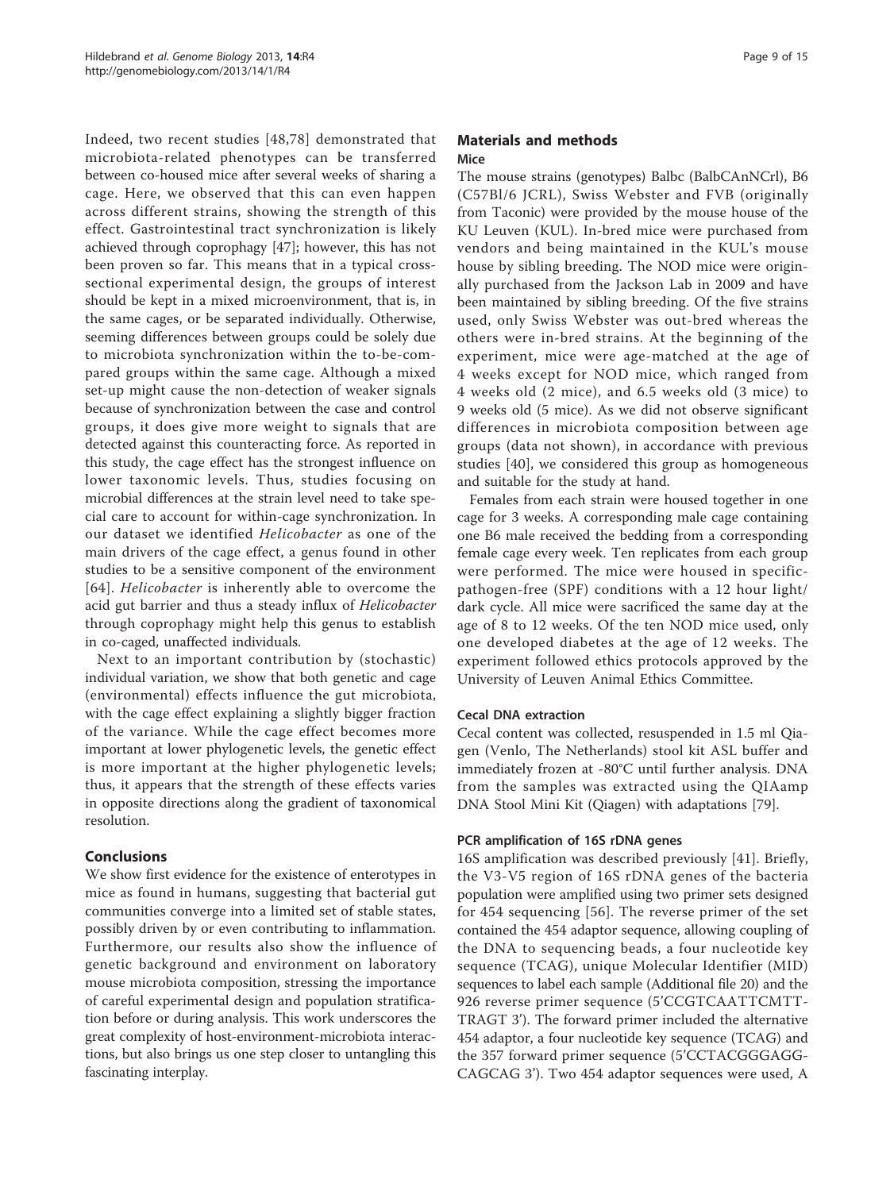Indeed, two recent studies [48,78] demonstrated that microbiota-related phenotypes can be transferred between co-housed mice after several weeks of sharing a cage. Here, we observed that this can even happen across different strains, showing the strength of this effect. Gastrointestinal tract synchronization is likely achieved through coprophagy [47]; however, this has not been proven so far. This means that in a typical cross-sectional experimental design, the groups of interest should be kept in a mixed microenvironment, that is, in the same cages, or be separated individually. Otherwise, seeming differences between groups could be solely due to microbiota synchronization within the to-be-compared groups within the same cage. Although a mixed set-up might cause the non-detection of weaker signals because of synchronization between the case and control groups, it does give more weight to signals that are detected against this counteracting force. As reported in this study, the cage effect has the strongest influence on lower taxonomic levels. Thus, studies focusing on microbial differences at the strain level need to take special care to account for within-cage synchronization. In our dataset we identified *Helicobacter* as one of the main drivers of the cage effect, a genus found in other studies to be a sensitive component of the environment [64]. *Helicobacter* is inherently able to overcome the acid gut barrier and thus a steady influx of *Helicobacter* through coprophagy might help this genus to establish in co-caged, unaffected individuals.

Next to an important contribution by (stochastic) individual variation, we show that both genetic and cage (environmental) effects influence the gut microbiota, with the cage effect explaining a slightly bigger fraction of the variance. While the cage effect becomes more important at lower phylogenetic levels, the genetic effect is more important at the higher phylogenetic levels; thus, it appears that the strength of these effects varies in opposite directions along the gradient of taxonomical resolution.

## Conclusions

We show first evidence for the existence of enterotypes in mice as found in humans, suggesting that bacterial gut communities converge into a limited set of stable states, possibly driven by or even contributing to inflammation. Furthermore, our results also show the influence of genetic background and environment on laboratory mouse microbiota composition, stressing the importance of careful experimental design and population stratification before or during analysis. This work underscores the great complexity of host-environment-microbiota interactions, but also brings us one step closer to untangling this fascinating interplay.

## Materials and methods

### Mice

The mouse strains (genotypes) Balbc (BalbCAnNCrl), B6 (C57Bl/6 JCRL), Swiss Webster and FVB (originally from Taconic) were provided by the mouse house of the KU Leuven (KUL). In-bred mice were purchased from vendors and being maintained in the KUL's mouse house by sibling breeding. The NOD mice were originally purchased from the Jackson Lab in 2009 and have been maintained by sibling breeding. Of the five strains used, only Swiss Webster was out-bred whereas the others were in-bred strains. At the beginning of the experiment, mice were age-matched at the age of 4 weeks except for NOD mice, which ranged from 4 weeks old (2 mice), and 6.5 weeks old (3 mice) to 9 weeks old (5 mice). As we did not observe significant differences in microbiota composition between age groups (data not shown), in accordance with previous studies [40], we considered this group as homogeneous and suitable for the study at hand.

Females from each strain were housed together in one cage for 3 weeks. A corresponding male cage containing one B6 male received the bedding from a corresponding female cage every week. Ten replicates from each group were performed. The mice were housed in specific-pathogen-free (SPF) conditions with a 12 hour light/dark cycle. All mice were sacrificed the same day at the age of 8 to 12 weeks. Of the ten NOD mice used, only one developed diabetes at the age of 12 weeks. The experiment followed ethics protocols approved by the University of Leuven Animal Ethics Committee.

### Cecal DNA extraction

Cecal content was collected, resuspended in 1.5 ml Qiagen (Venlo, The Netherlands) stool kit ASL buffer and immediately frozen at -80°C until further analysis. DNA from the samples was extracted using the QIAamp DNA Stool Mini Kit (Qiagen) with adaptations [79].

### PCR amplification of 16S rDNA genes

16S amplification was described previously [41]. Briefly, the V3-V5 region of 16S rDNA genes of the bacteria population were amplified using two primer sets designed for 454 sequencing [56]. The reverse primer of the set contained the 454 adaptor sequence, allowing coupling of the DNA to sequencing beads, a four nucleotide key sequence (TCAG), unique Molecular Identifier (MID) sequences to label each sample (Additional file 20) and the 926 reverse primer sequence (5'CCGTCAATTCMTTTRAGT 3'). The forward primer included the alternative 454 adaptor, a four nucleotide key sequence (TCAG) and the 357 forward primer sequence (5'CCTACGGGAGGCAGCAG 3'). Two 454 adaptor sequences were used, A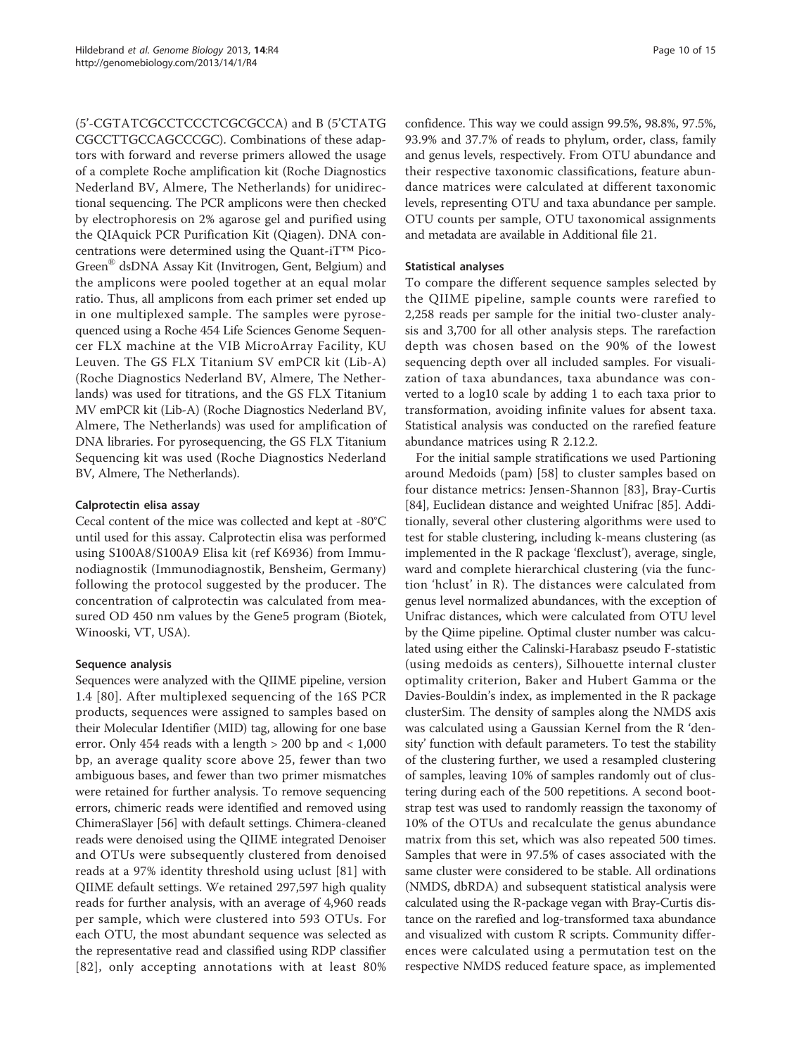(5'-CGTATCGCCTCCCTCGCGCCA) and B (5'CTATG CGCCTTGCCAGCCCGC). Combinations of these adaptors with forward and reverse primers allowed the usage of a complete Roche amplification kit (Roche Diagnostics Nederland BV, Almere, The Netherlands) for unidirectional sequencing. The PCR amplicons were then checked by electrophoresis on 2% agarose gel and purified using the QIAquick PCR Purification Kit (Qiagen). DNA concentrations were determined using the Quant-iT™ Pico-Green® dsDNA Assay Kit (Invitrogen, Gent, Belgium) and the amplicons were pooled together at an equal molar ratio. Thus, all amplicons from each primer set ended up in one multiplexed sample. The samples were pyrosequenced using a Roche 454 Life Sciences Genome Sequencer FLX machine at the VIB MicroArray Facility, KU Leuven. The GS FLX Titanium SV emPCR kit (Lib-A) (Roche Diagnostics Nederland BV, Almere, The Netherlands) was used for titrations, and the GS FLX Titanium MV emPCR kit (Lib-A) (Roche Diagnostics Nederland BV, Almere, The Netherlands) was used for amplification of DNA libraries. For pyrosequencing, the GS FLX Titanium Sequencing kit was used (Roche Diagnostics Nederland BV, Almere, The Netherlands).

#### Calprotectin elisa assay

Cecal content of the mice was collected and kept at -80°C until used for this assay. Calprotectin elisa was performed using S100A8/S100A9 Elisa kit (ref K6936) from Immunodiagnostik (Immunodiagnostik, Bensheim, Germany) following the protocol suggested by the producer. The concentration of calprotectin was calculated from measured OD 450 nm values by the Gene5 program (Biotek, Winooski, VT, USA).

#### Sequence analysis

Sequences were analyzed with the QIIME pipeline, version 1.4 [80]. After multiplexed sequencing of the 16S PCR products, sequences were assigned to samples based on their Molecular Identifier (MID) tag, allowing for one base error. Only 454 reads with a length > 200 bp and < 1,000 bp, an average quality score above 25, fewer than two ambiguous bases, and fewer than two primer mismatches were retained for further analysis. To remove sequencing errors, chimeric reads were identified and removed using ChimeraSlayer [56] with default settings. Chimera-cleaned reads were denoised using the QIIME integrated Denoiser and OTUs were subsequently clustered from denoised reads at a 97% identity threshold using uclust [81] with QIIME default settings. We retained 297,597 high quality reads for further analysis, with an average of 4,960 reads per sample, which were clustered into 593 OTUs. For each OTU, the most abundant sequence was selected as the representative read and classified using RDP classifier [82], only accepting annotations with at least 80% confidence. This way we could assign 99.5%, 98.8%, 97.5%, 93.9% and 37.7% of reads to phylum, order, class, family and genus levels, respectively. From OTU abundance and their respective taxonomic classifications, feature abundance matrices were calculated at different taxonomic levels, representing OTU and taxa abundance per sample. OTU counts per sample, OTU taxonomical assignments and metadata are available in Additional file 21.

#### Statistical analyses

To compare the different sequence samples selected by the QIIME pipeline, sample counts were rarefied to 2,258 reads per sample for the initial two-cluster analysis and 3,700 for all other analysis steps. The rarefaction depth was chosen based on the 90% of the lowest sequencing depth over all included samples. For visualization of taxa abundances, taxa abundance was converted to a log10 scale by adding 1 to each taxa prior to transformation, avoiding infinite values for absent taxa. Statistical analysis was conducted on the rarefied feature abundance matrices using R 2.12.2.

For the initial sample stratifications we used Partioning around Medoids (pam) [58] to cluster samples based on four distance metrics: Jensen-Shannon [83], Bray-Curtis [84], Euclidean distance and weighted Unifrac [85]. Additionally, several other clustering algorithms were used to test for stable clustering, including k-means clustering (as implemented in the R package 'flexclust'), average, single, ward and complete hierarchical clustering (via the function 'hclust' in R). The distances were calculated from genus level normalized abundances, with the exception of Unifrac distances, which were calculated from OTU level by the Qiime pipeline. Optimal cluster number was calculated using either the Calinski-Harabasz pseudo F-statistic (using medoids as centers), Silhouette internal cluster optimality criterion, Baker and Hubert Gamma or the Davies-Bouldin's index, as implemented in the R package clusterSim. The density of samples along the NMDS axis was calculated using a Gaussian Kernel from the R 'density' function with default parameters. To test the stability of the clustering further, we used a resampled clustering of samples, leaving 10% of samples randomly out of clustering during each of the 500 repetitions. A second bootstrap test was used to randomly reassign the taxonomy of 10% of the OTUs and recalculate the genus abundance matrix from this set, which was also repeated 500 times. Samples that were in 97.5% of cases associated with the same cluster were considered to be stable. All ordinations (NMDS, dbRDA) and subsequent statistical analysis were calculated using the R-package vegan with Bray-Curtis distance on the rarefied and log-transformed taxa abundance and visualized with custom R scripts. Community differences were calculated using a permutation test on the respective NMDS reduced feature space, as implemented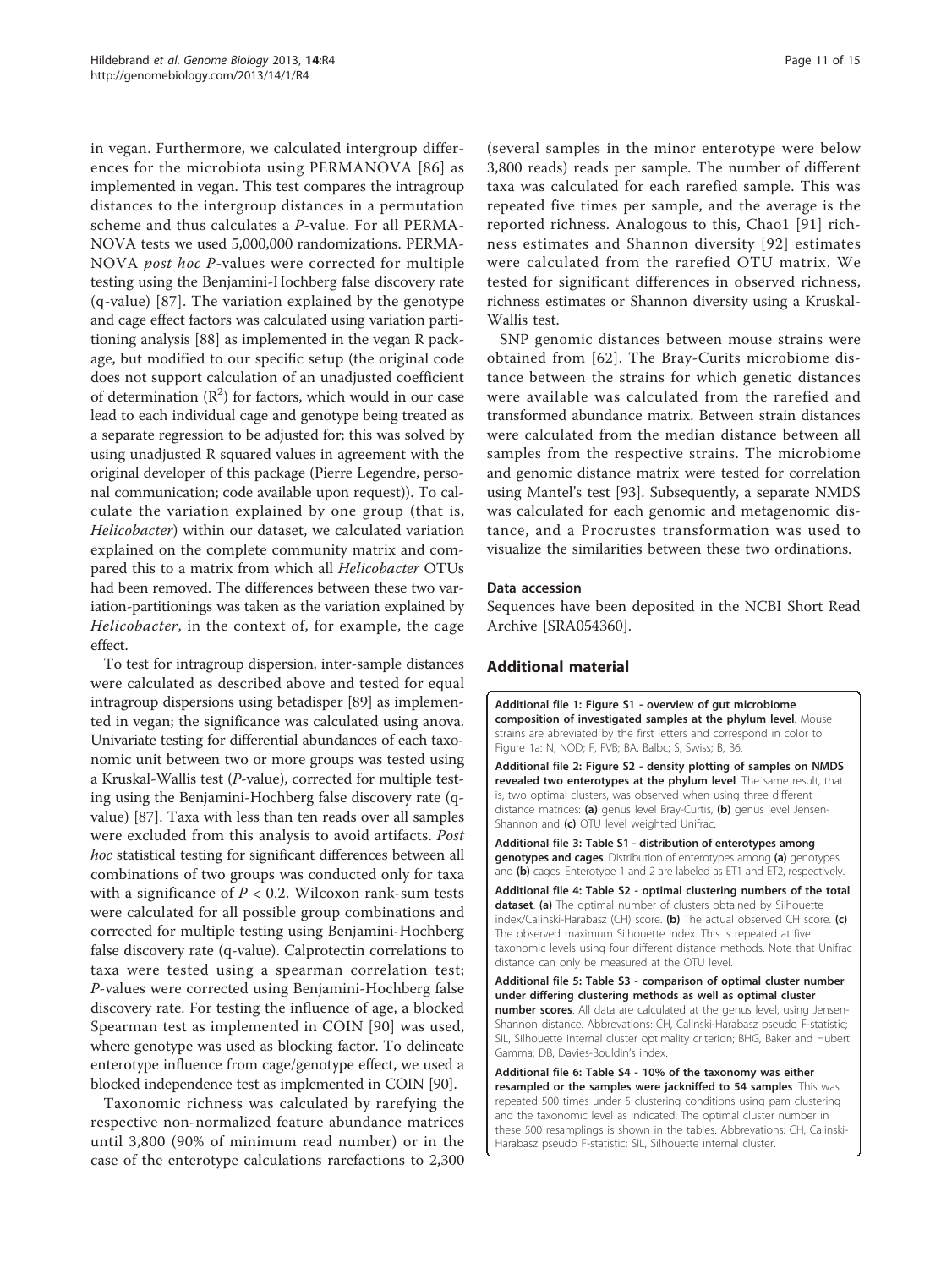in vegan. Furthermore, we calculated intergroup differences for the microbiota using PERMANOVA [86] as implemented in vegan. This test compares the intragroup distances to the intergroup distances in a permutation scheme and thus calculates a *P*-value. For all PERMANOVA tests we used 5,000,000 randomizations. PERMANOVA *post hoc P*-values were corrected for multiple testing using the Benjamini-Hochberg false discovery rate (q-value) [87]. The variation explained by the genotype and cage effect factors was calculated using variation partitioning analysis [88] as implemented in the vegan R package, but modified to our specific setup (the original code does not support calculation of an unadjusted coefficient of determination ($R^2$) for factors, which would in our case lead to each individual cage and genotype being treated as a separate regression to be adjusted for; this was solved by using unadjusted R squared values in agreement with the original developer of this package (Pierre Legendre, personal communication; code available upon request)). To calculate the variation explained by one group (that is, *Helicobacter*) within our dataset, we calculated variation explained on the complete community matrix and compared this to a matrix from which all *Helicobacter* OTUs had been removed. The differences between these two variation-partitionings was taken as the variation explained by *Helicobacter*, in the context of, for example, the cage effect.

To test for intragroup dispersion, inter-sample distances were calculated as described above and tested for equal intragroup dispersions using betadisper [89] as implemented in vegan; the significance was calculated using anova. Univariate testing for differential abundances of each taxonomic unit between two or more groups was tested using a Kruskal-Wallis test (*P*-value), corrected for multiple testing using the Benjamini-Hochberg false discovery rate (q-value) [87]. Taxa with less than ten reads over all samples were excluded from this analysis to avoid artifacts. *Post hoc* statistical testing for significant differences between all combinations of two groups was conducted only for taxa with a significance of $P < 0.2$. Wilcoxon rank-sum tests were calculated for all possible group combinations and corrected for multiple testing using Benjamini-Hochberg false discovery rate (q-value). Calprotectin correlations to taxa were tested using a spearman correlation test; *P*-values were corrected using Benjamini-Hochberg false discovery rate. For testing the influence of age, a blocked Spearman test as implemented in COIN [90] was used, where genotype was used as blocking factor. To delineate enterotype influence from cage/genotype effect, we used a blocked independence test as implemented in COIN [90].

Taxonomic richness was calculated by rarefying the respective non-normalized feature abundance matrices until 3,800 (90% of minimum read number) or in the case of the enterotype calculations rarefactions to 2,300 (several samples in the minor enterotype were below 3,800 reads) reads per sample. The number of different taxa was calculated for each rarefied sample. This was repeated five times per sample, and the average is the reported richness. Analogous to this, Chao1 [91] richness estimates and Shannon diversity [92] estimates were calculated from the rarefied OTU matrix. We tested for significant differences in observed richness, richness estimates or Shannon diversity using a Kruskal-Wallis test.

SNP genomic distances between mouse strains were obtained from [62]. The Bray-Curits microbiome distance between the strains for which genetic distances were available was calculated from the rarefied and transformed abundance matrix. Between strain distances were calculated from the median distance between all samples from the respective strains. The microbiome and genomic distance matrix were tested for correlation using Mantel's test [93]. Subsequently, a separate NMDS was calculated for each genomic and metagenomic distance, and a Procrustes transformation was used to visualize the similarities between these two ordinations.

#### Data accession

Sequences have been deposited in the NCBI Short Read Archive [SRA054360].

## Additional material

**Additional file 1: Figure S1 - overview of gut microbiome composition of investigated samples at the phylum level**. Mouse strains are abreviated by the first letters and correspond in color to Figure 1a: N, NOD; F, FVB; BA, Balbc; S, Swiss; B, B6.

**Additional file 2: Figure S2 - density plotting of samples on NMDS revealed two enterotypes at the phylum level**. The same result, that is, two optimal clusters, was observed when using three different distance matrices: **(a)** genus level Bray-Curtis, **(b)** genus level Jensen-Shannon and **(c)** OTU level weighted Unifrac.

**Additional file 3: Table S1 - distribution of enterotypes among genotypes and cages**. Distribution of enterotypes among **(a)** genotypes and **(b)** cages. Enterotype 1 and 2 are labeled as ET1 and ET2, respectively.

**Additional file 4: Table S2 - optimal clustering numbers of the total dataset**. **(a)** The optimal number of clusters obtained by Silhouette index/Calinski-Harabasz (CH) score. **(b)** The actual observed CH score. **(c)** The observed maximum Silhouette index. This is repeated at five taxonomic levels using four different distance methods. Note that Unifrac distance can only be measured at the OTU level.

**Additional file 5: Table S3 - comparison of optimal cluster number under differing clustering methods as well as optimal cluster number scores**. All data are calculated at the genus level, using Jensen-Shannon distance. Abbrevations: CH, Calinski-Harabasz pseudo F-statistic; SIL, Silhouette internal cluster optimality criterion; BHG, Baker and Hubert Gamma; DB, Davies-Bouldin's index.

**Additional file 6: Table S4 - 10% of the taxonomy was either resampled or the samples were jackniffed to 54 samples**. This was repeated 500 times under 5 clustering conditions using pam clustering and the taxonomic level as indicated. The optimal cluster number in these 500 resamplings is shown in the tables. Abbrevations: CH, Calinski-Harabasz pseudo F-statistic; SIL, Silhouette internal cluster.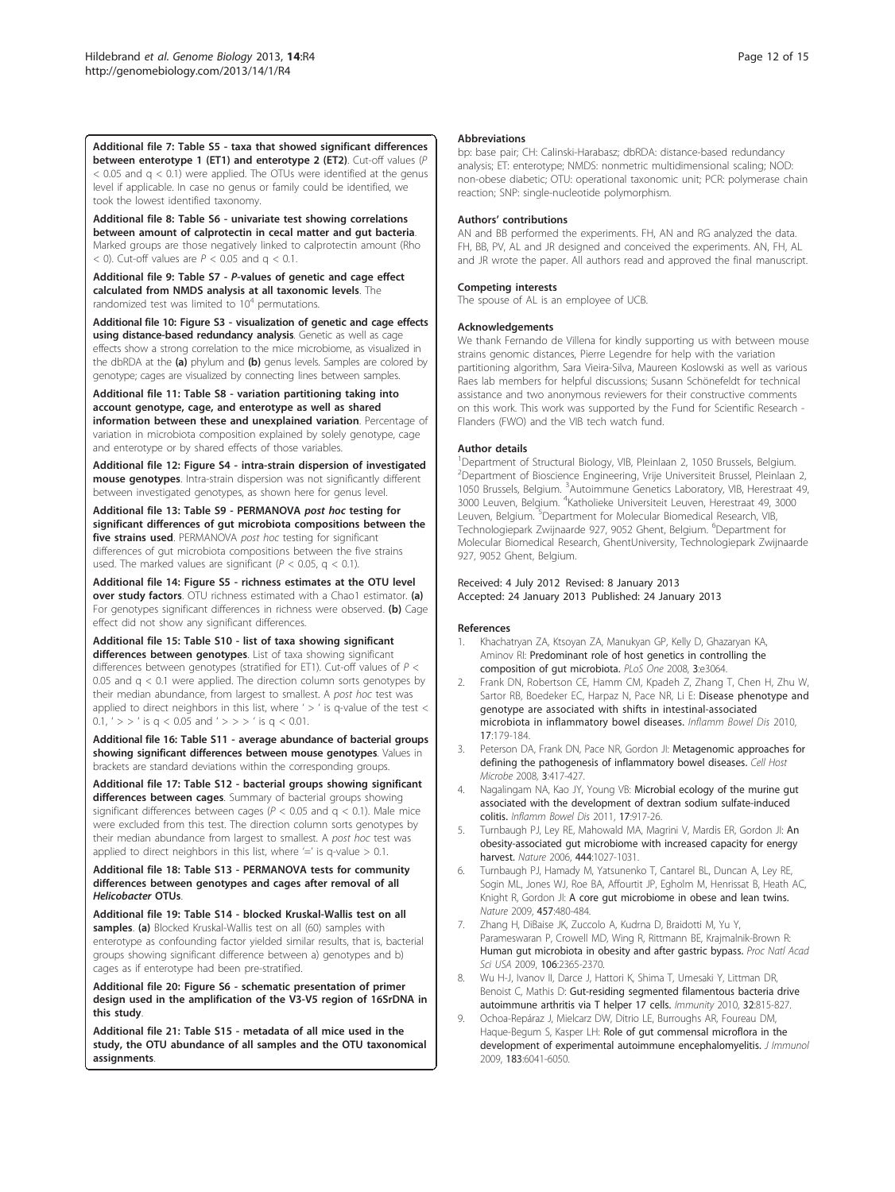**Additional file 7: Table S5 - taxa that showed significant differences between enterotype 1 (ET1) and enterotype 2 (ET2)**. Cut-off values ($P < 0.05$ and $q < 0.1$) were applied. The OTUs were identified at the genus level if applicable. In case no genus or family could be identified, we took the lowest identified taxonomy.

**Additional file 8: Table S6 - univariate test showing correlations between amount of calprotectin in cecal matter and gut bacteria**. Marked groups are those negatively linked to calprotectin amount (Rho < 0). Cut-off values are $P < 0.05$ and $q < 0.1$.

**Additional file 9: Table S7 - *P*-values of genetic and cage effect calculated from NMDS analysis at all taxonomic levels**. The randomized test was limited to $10^4$ permutations.

**Additional file 10: Figure S3 - visualization of genetic and cage effects using distance-based redundancy analysis**. Genetic as well as cage effects show a strong correlation to the mice microbiome, as visualized in the dbRDA at the **(a)** phylum and **(b)** genus levels. Samples are colored by genotype; cages are visualized by connecting lines between samples.

**Additional file 11: Table S8 - variation partitioning taking into account genotype, cage, and enterotype as well as shared information between these and unexplained variation**. Percentage of variation in microbiota composition explained by solely genotype, cage and enterotype or by shared effects of those variables.

**Additional file 12: Figure S4 - intra-strain dispersion of investigated mouse genotypes**. Intra-strain dispersion was not significantly different between investigated genotypes, as shown here for genus level.

**Additional file 13: Table S9 - PERMANOVA *post hoc* testing for significant differences of gut microbiota compositions between the five strains used**. PERMANOVA *post hoc* testing for significant differences of gut microbiota compositions between the five strains used. The marked values are significant ($P < 0.05$, $q < 0.1$).

**Additional file 14: Figure S5 - richness estimates at the OTU level over study factors**. OTU richness estimated with a Chao1 estimator. **(a)** For genotypes significant differences in richness were observed. **(b)** Cage effect did not show any significant differences.

**Additional file 15: Table S10 - list of taxa showing significant differences between genotypes**. List of taxa showing significant differences between genotypes (stratified for ET1). Cut-off values of $P < 0.05$ and $q < 0.1$ were applied. The direction column sorts genotypes by their median abundance, from largest to smallest. A *post hoc* test was applied to direct neighbors in this list, where ' > ' is q-value of the test < 0.1, ' > > ' is q < 0.05 and ' > > > ' is q < 0.01.

**Additional file 16: Table S11 - average abundance of bacterial groups showing significant differences between mouse genotypes**. Values in brackets are standard deviations within the corresponding groups.

**Additional file 17: Table S12 - bacterial groups showing significant differences between cages**. Summary of bacterial groups showing significant differences between cages ($P < 0.05$ and $q < 0.1$). Male mice were excluded from this test. The direction column sorts genotypes by their median abundance from largest to smallest. A *post hoc* test was applied to direct neighbors in this list, where '=' is q-value > 0.1.

**Additional file 18: Table S13 - PERMANOVA tests for community differences between genotypes and cages after removal of all *Helicobacter* OTUs**.

**Additional file 19: Table S14 - blocked Kruskal-Wallis test on all samples**. **(a)** Blocked Kruskal-Wallis test on all (60) samples with enterotype as confounding factor yielded similar results, that is, bacterial groups showing significant difference between a) genotypes and b) cages as if enterotype had been pre-stratified.

**Additional file 20: Figure S6 - schematic presentation of primer design used in the amplification of the V3-V5 region of 16SrDNA in this study**.

**Additional file 21: Table S15 - metadata of all mice used in the study, the OTU abundance of all samples and the OTU taxonomical assignments**.

#### Abbreviations

bp: base pair; CH: Calinski-Harabasz; dbRDA: distance-based redundancy analysis; ET: enterotype; NMDS: nonmetric multidimensional scaling; NOD: non-obese diabetic; OTU: operational taxonomic unit; PCR: polymerase chain reaction; SNP: single-nucleotide polymorphism.

#### Authors' contributions

AN and BB performed the experiments. FH, AN and RG analyzed the data. FH, BB, PV, AL and JR designed and conceived the experiments. AN, FH, AL and JR wrote the paper. All authors read and approved the final manuscript.

#### Competing interests

The spouse of AL is an employee of UCB.

#### Acknowledgements

We thank Fernando de Villena for kindly supporting us with between mouse strains genomic distances, Pierre Legendre for help with the variation partitioning algorithm, Sara Vieira-Silva, Maureen Koslowski as well as various Raes lab members for helpful discussions; Susann Schönefeldt for technical assistance and two anonymous reviewers for their constructive comments on this work. This work was supported by the Fund for Scientific Research - Flanders (FWO) and the VIB tech watch fund.

#### Author details

[1]Department of Structural Biology, VIB, Pleinlaan 2, 1050 Brussels, Belgium. [2]Department of Bioscience Engineering, Vrije Universiteit Brussel, Pleinlaan 2, 1050 Brussels, Belgium. [3]Autoimmune Genetics Laboratory, VIB, Herestraat 49, 3000 Leuven, Belgium. [4]Katholieke Universiteit Leuven, Herestraat 49, 3000 Leuven, Belgium. [5]Department for Molecular Biomedical Research, VIB, Technologiepark Zwijnaarde 927, 9052 Ghent, Belgium. [6]Department for Molecular Biomedical Research, GhentUniversity, Technologiepark Zwijnaarde 927, 9052 Ghent, Belgium.

Received: 4 July 2012 Revised: 8 January 2013
Accepted: 24 January 2013 Published: 24 January 2013

#### References

1. Khachatryan ZA, Ktsoyan ZA, Manukyan GP, Kelly D, Ghazaryan KA, Aminov RI: **Predominant role of host genetics in controlling the composition of gut microbiota.** *PLoS One* 2008, **3**:e3064.
2. Frank DN, Robertson CE, Hamm CM, Kpadeh Z, Zhang T, Chen H, Zhu W, Sartor RB, Boedeker EC, Harpaz N, Pace NR, Li E: **Disease phenotype and genotype are associated with shifts in intestinal-associated microbiota in inflammatory bowel diseases.** *Inflamm Bowel Dis* 2010, **17**:179-184.
3. Peterson DA, Frank DN, Pace NR, Gordon JI: **Metagenomic approaches for defining the pathogenesis of inflammatory bowel diseases.** *Cell Host Microbe* 2008, **3**:417-427.
4. Nagalingam NA, Kao JY, Young VB: **Microbial ecology of the murine gut associated with the development of dextran sodium sulfate-induced colitis.** *Inflamm Bowel Dis* 2011, **17**:917-26.
5. Turnbaugh PJ, Ley RE, Mahowald MA, Magrini V, Mardis ER, Gordon JI: **An obesity-associated gut microbiome with increased capacity for energy harvest.** *Nature* 2006, **444**:1027-1031.
6. Turnbaugh PJ, Hamady M, Yatsunenko T, Cantarel BL, Duncan A, Ley RE, Sogin ML, Jones WJ, Roe BA, Affourtit JP, Egholm M, Henrissat B, Heath AC, Knight R, Gordon JI: **A core gut microbiome in obese and lean twins.** *Nature* 2009, **457**:480-484.
7. Zhang H, DiBaise JK, Zuccolo A, Kudrna D, Braidotti M, Yu Y, Parameswaran P, Crowell MD, Wing R, Rittmann BE, Krajmalnik-Brown R: **Human gut microbiota in obesity and after gastric bypass.** *Proc Natl Acad Sci USA* 2009, **106**:2365-2370.
8. Wu H-J, Ivanov II, Darce J, Hattori K, Shima T, Umesaki Y, Littman DR, Benoist C, Mathis D: **Gut-residing segmented filamentous bacteria drive autoimmune arthritis via T helper 17 cells.** *Immunity* 2010, **32**:815-827.
9. Ochoa-Repáraz J, Mielcarz DW, Ditrio LE, Burroughs AR, Foureau DM, Haque-Begum S, Kasper LH: **Role of gut commensal microflora in the development of experimental autoimmune encephalomyelitis.** *J Immunol* 2009, **183**:6041-6050.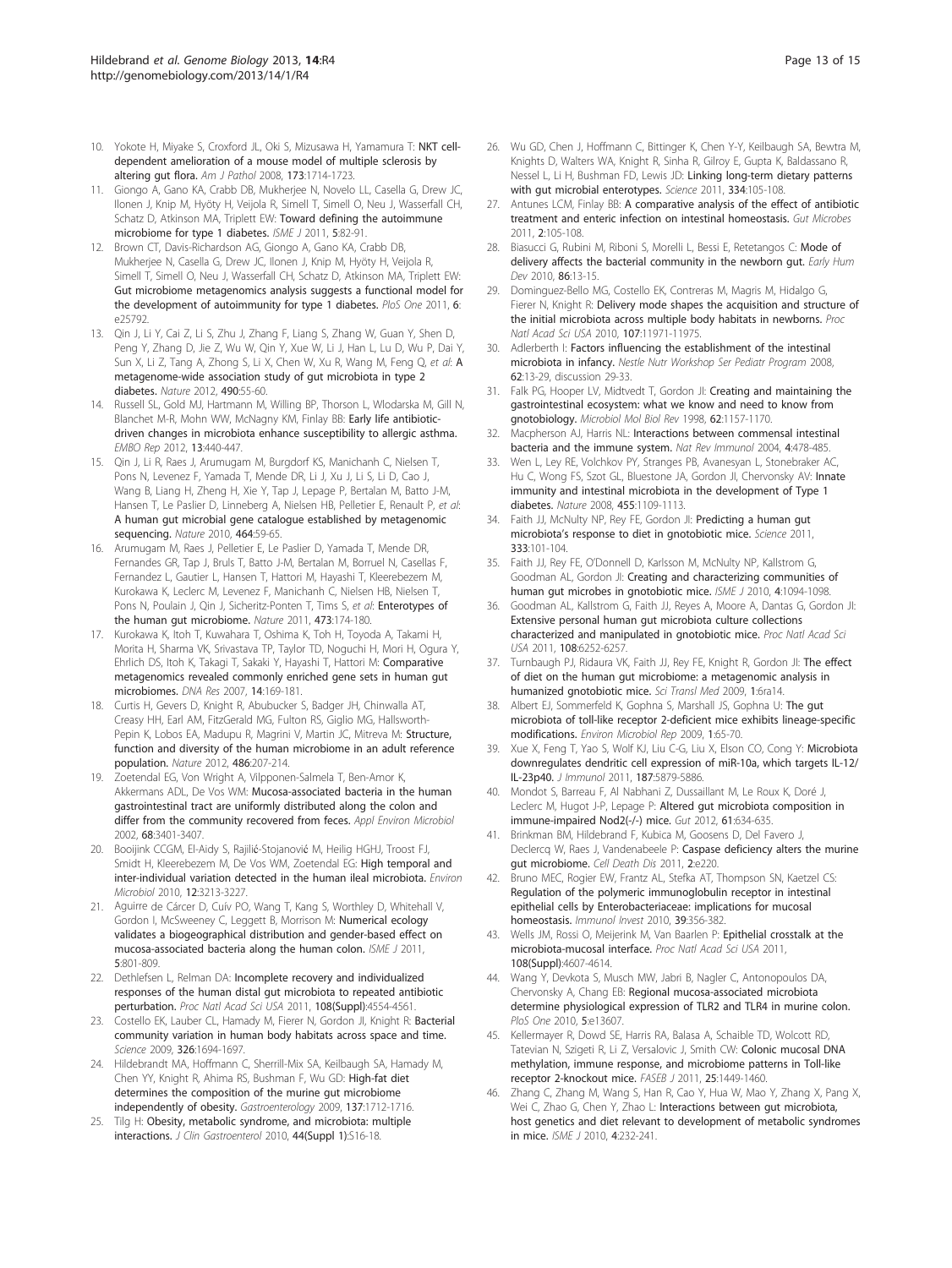10. Yokote H, Miyake S, Croxford JL, Oki S, Mizusawa H, Yamamura T: NKT cell-dependent amelioration of a mouse model of multiple sclerosis by altering gut flora. *Am J Pathol* 2008, **173**:1714-1723.
11. Giongo A, Gano KA, Crabb DB, Mukherjee N, Novelo LL, Casella G, Drew JC, Ilonen J, Knip M, Hyöty H, Veijola R, Simell T, Simell O, Neu J, Wasserfall CH, Schatz D, Atkinson MA, Triplett EW: Toward defining the autoimmune microbiome for type 1 diabetes. *ISME J* 2011, **5**:82-91.
12. Brown CT, Davis-Richardson AG, Giongo A, Gano KA, Crabb DB, Mukherjee N, Casella G, Drew JC, Ilonen J, Knip M, Hyöty H, Veijola R, Simell T, Simell O, Neu J, Wasserfall CH, Schatz D, Atkinson MA, Triplett EW: Gut microbiome metagenomics analysis suggests a functional model for the development of autoimmunity for type 1 diabetes. *PloS One* 2011, **6**: e25792.
13. Qin J, Li Y, Cai Z, Li S, Zhu J, Zhang F, Liang S, Zhang W, Guan Y, Shen D, Peng Y, Zhang D, Jie Z, Wu W, Qin Y, Xue W, Li J, Han L, Lu D, Wu P, Dai Y, Sun X, Li Z, Tang A, Zhong S, Li X, Chen W, Xu R, Wang M, Feng Q, *et al*: A metagenome-wide association study of gut microbiota in type 2 diabetes. *Nature* 2012, **490**:55-60.
14. Russell SL, Gold MJ, Hartmann M, Willing BP, Thorson L, Wlodarska M, Gill N, Blanchet M-R, Mohn WW, McNagny KM, Finlay BB: Early life antibiotic-driven changes in microbiota enhance susceptibility to allergic asthma. *EMBO Rep* 2012, **13**:440-447.
15. Qin J, Li R, Raes J, Arumugam M, Burgdorf KS, Manichanh C, Nielsen T, Pons N, Levenez F, Yamada T, Mende DR, Li J, Xu J, Li S, Li D, Cao J, Wang B, Liang H, Zheng H, Xie Y, Tap J, Lepage P, Bertalan M, Batto J-M, Hansen T, Le Paslier D, Linneberg A, Nielsen HB, Pelletier E, Renault P, *et al*: A human gut microbial gene catalogue established by metagenomic sequencing. *Nature* 2010, **464**:59-65.
16. Arumugam M, Raes J, Pelletier E, Le Paslier D, Yamada T, Mende DR, Fernandes GR, Tap J, Bruls T, Batto J-M, Bertalan M, Borruel N, Casellas F, Fernandez L, Gautier L, Hansen T, Hattori M, Hayashi T, Kleerebezem M, Kurokawa K, Leclerc M, Levenez F, Manichanh C, Nielsen HB, Nielsen T, Pons N, Poulain J, Qin J, Sicheritz-Ponten T, Tims S, *et al*: Enterotypes of the human gut microbiome. *Nature* 2011, **473**:174-180.
17. Kurokawa K, Itoh T, Kuwahara T, Oshima K, Toh H, Toyoda A, Takami H, Morita H, Sharma VK, Srivastava TP, Taylor TD, Noguchi H, Mori H, Ogura Y, Ehrlich DS, Itoh K, Takagi T, Sakaki Y, Hayashi T, Hattori M: Comparative metagenomics revealed commonly enriched gene sets in human gut microbiomes. *DNA Res* 2007, **14**:169-181.
18. Curtis H, Gevers D, Knight R, Abubucker S, Badger JH, Chinwalla AT, Creasy HH, Earl AM, FitzGerald MG, Fulton RS, Giglio MG, Hallsworth-Pepin K, Lobos EA, Madupu R, Magrini V, Martin JC, Mitreva M: Structure, function and diversity of the human microbiome in an adult reference population. *Nature* 2012, **486**:207-214.
19. Zoetendal EG, Von Wright A, Vilpponen-Salmela T, Ben-Amor K, Akkermans ADL, De Vos WM: Mucosa-associated bacteria in the human gastrointestinal tract are uniformly distributed along the colon and differ from the community recovered from feces. *Appl Environ Microbiol* 2002, **68**:3401-3407.
20. Booijink CCGM, El-Aidy S, Rajilić-Stojanović M, Heilig HGHJ, Troost FJ, Smidt H, Kleerebezem M, De Vos WM, Zoetendal EG: High temporal and inter-individual variation detected in the human ileal microbiota. *Environ Microbiol* 2010, **12**:3213-3227.
21. Aguirre de Cárcer D, Cuív PO, Wang T, Kang S, Worthley D, Whitehall V, Gordon I, McSweeney C, Leggett B, Morrison M: Numerical ecology validates a biogeographical distribution and gender-based effect on mucosa-associated bacteria along the human colon. *ISME J* 2011, **5**:801-809.
22. Dethlefsen L, Relman DA: Incomplete recovery and individualized responses of the human distal gut microbiota to repeated antibiotic perturbation. *Proc Natl Acad Sci USA* 2011, **108(Suppl)**:4554-4561.
23. Costello EK, Lauber CL, Hamady M, Fierer N, Gordon JI, Knight R: Bacterial community variation in human body habitats across space and time. *Science* 2009, **326**:1694-1697.
24. Hildebrandt MA, Hoffmann C, Sherrill-Mix SA, Keilbaugh SA, Hamady M, Chen YY, Knight R, Ahima RS, Bushman F, Wu GD: High-fat diet determines the composition of the murine gut microbiome independently of obesity. *Gastroenterology* 2009, **137**:1712-1716.
25. Tilg H: Obesity, metabolic syndrome, and microbiota: multiple interactions. *J Clin Gastroenterol* 2010, **44(Suppl 1)**:S16-18.
26. Wu GD, Chen J, Hoffmann C, Bittinger K, Chen Y-Y, Keilbaugh SA, Bewtra M, Knights D, Walters WA, Knight R, Sinha R, Gilroy E, Gupta K, Baldassano R, Nessel L, Li H, Bushman FD, Lewis JD: Linking long-term dietary patterns with gut microbial enterotypes. *Science* 2011, **334**:105-108.
27. Antunes LCM, Finlay BB: A comparative analysis of the effect of antibiotic treatment and enteric infection on intestinal homeostasis. *Gut Microbes* 2011, **2**:105-108.
28. Biasucci G, Rubini M, Riboni S, Morelli L, Bessi E, Retetangos C: Mode of delivery affects the bacterial community in the newborn gut. *Early Hum Dev* 2010, **86**:13-15.
29. Dominguez-Bello MG, Costello EK, Contreras M, Magris M, Hidalgo G, Fierer N, Knight R: Delivery mode shapes the acquisition and structure of the initial microbiota across multiple body habitats in newborns. *Proc Natl Acad Sci USA* 2010, **107**:11971-11975.
30. Adlerberth I: Factors influencing the establishment of the intestinal microbiota in infancy. *Nestle Nutr Workshop Ser Pediatr Program* 2008, **62**:13-29, discussion 29-33.
31. Falk PG, Hooper LV, Midtvedt T, Gordon JI: Creating and maintaining the gastrointestinal ecosystem: what we know and need to know from gnotobiology. *Microbiol Mol Biol Rev* 1998, **62**:1157-1170.
32. Macpherson AJ, Harris NL: Interactions between commensal intestinal bacteria and the immune system. *Nat Rev Immunol* 2004, **4**:478-485.
33. Wen L, Ley RE, Volchkov PY, Stranges PB, Avanesyan L, Stonebraker AC, Hu C, Wong FS, Szot GL, Bluestone JA, Gordon JI, Chervonsky AV: Innate immunity and intestinal microbiota in the development of Type 1 diabetes. *Nature* 2008, **455**:1109-1113.
34. Faith JJ, McNulty NP, Rey FE, Gordon JI: Predicting a human gut microbiota's response to diet in gnotobiotic mice. *Science* 2011, **333**:101-104.
35. Faith JJ, Rey FE, O'Donnell D, Karlsson M, McNulty NP, Kallstrom G, Goodman AL, Gordon JI: Creating and characterizing communities of human gut microbes in gnotobiotic mice. *ISME J* 2010, **4**:1094-1098.
36. Goodman AL, Kallstrom G, Faith JJ, Reyes A, Moore A, Dantas G, Gordon JI: Extensive personal human gut microbiota culture collections characterized and manipulated in gnotobiotic mice. *Proc Natl Acad Sci USA* 2011, **108**:6252-6257.
37. Turnbaugh PJ, Ridaura VK, Faith JJ, Rey FE, Knight R, Gordon JI: The effect of diet on the human gut microbiome: a metagenomic analysis in humanized gnotobiotic mice. *Sci Transl Med* 2009, **1**:6ra14.
38. Albert EJ, Sommerfeld K, Gophna S, Marshall JS, Gophna U: The gut microbiota of toll-like receptor 2-deficient mice exhibits lineage-specific modifications. *Environ Microbiol Rep* 2009, **1**:65-70.
39. Xue X, Feng T, Yao S, Wolf KJ, Liu C-G, Liu X, Elson CO, Cong Y: Microbiota downregulates dendritic cell expression of miR-10a, which targets IL-12/IL-23p40. *J Immunol* 2011, **187**:5879-5886.
40. Mondot S, Barreau F, Al Nabhani Z, Dussaillant M, Le Roux K, Doré J, Leclerc M, Hugot J-P, Lepage P: Altered gut microbiota composition in immune-impaired Nod2(-/-) mice. *Gut* 2012, **61**:634-635.
41. Brinkman BM, Hildebrand F, Kubica M, Goosens D, Del Favero J, Declercq W, Raes J, Vandenabeele P: Caspase deficiency alters the murine gut microbiome. *Cell Death Dis* 2011, **2**:e220.
42. Bruno MEC, Rogier EW, Frantz AL, Stefka AT, Thompson SN, Kaetzel CS: Regulation of the polymeric immunoglobulin receptor in intestinal epithelial cells by Enterobacteriaceae: implications for mucosal homeostasis. *Immunol Invest* 2010, **39**:356-382.
43. Wells JM, Rossi O, Meijerink M, Van Baarlen P: Epithelial crosstalk at the microbiota-mucosal interface. *Proc Natl Acad Sci USA* 2011, **108(Suppl)**:4607-4614.
44. Wang Y, Devkota S, Musch MW, Jabri B, Nagler C, Antonopoulos DA, Chervonsky A, Chang EB: Regional mucosa-associated microbiota determine physiological expression of TLR2 and TLR4 in murine colon. *PloS One* 2010, **5**:e13607.
45. Kellermayer R, Dowd SE, Harris RA, Balasa A, Schaible TD, Wolcott RD, Tatevian N, Szigeti R, Li Z, Versalovic J, Smith CW: Colonic mucosal DNA methylation, immune response, and microbiome patterns in Toll-like receptor 2-knockout mice. *FASEB J* 2011, **25**:1449-1460.
46. Zhang C, Zhang M, Wang S, Han R, Cao Y, Hua W, Mao Y, Zhang X, Pang X, Wei C, Zhao G, Chen Y, Zhao L: Interactions between gut microbiota, host genetics and diet relevant to development of metabolic syndromes in mice. *ISME J* 2010, **4**:232-241.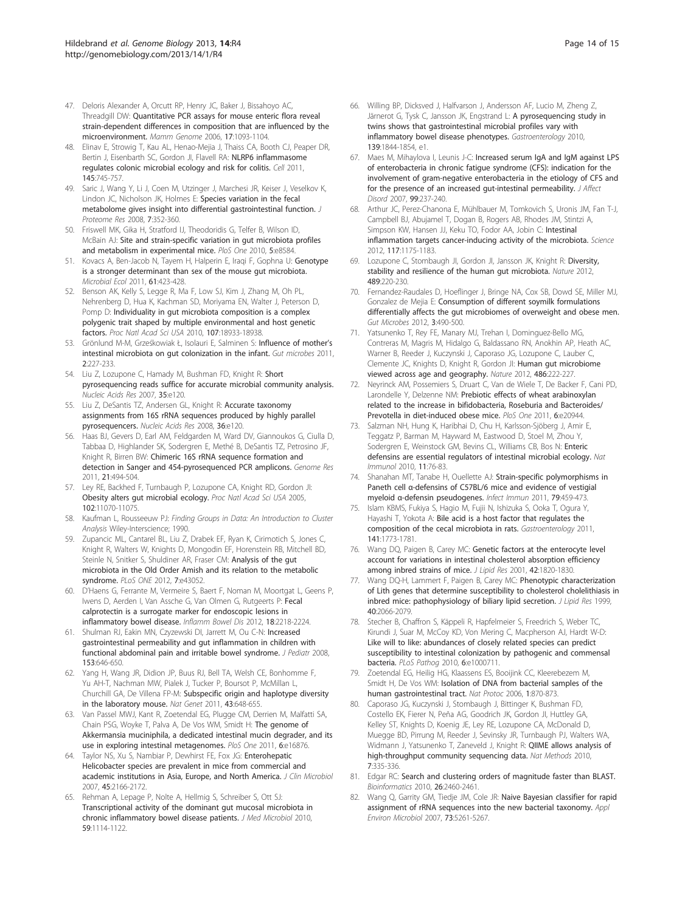47. Deloris Alexander A, Orcutt RP, Henry JC, Baker J, Bissahoyo AC, Threadgill DW: Quantitative PCR assays for mouse enteric flora reveal strain-dependent differences in composition that are influenced by the microenvironment. *Mamm Genome* 2006, 17:1093-1104.
48. Elinav E, Strowig T, Kau AL, Henao-Mejia J, Thaiss CA, Booth CJ, Peaper DR, Bertin J, Eisenbarth SC, Gordon JI, Flavell RA: NLRP6 inflammasome regulates colonic microbial ecology and risk for colitis. *Cell* 2011, 145:745-757.
49. Saric J, Wang Y, Li J, Coen M, Utzinger J, Marchesi JR, Keiser J, Veselkov K, Lindon JC, Nicholson JK, Holmes E: Species variation in the fecal metabolome gives insight into differential gastrointestinal function. *J Proteome Res* 2008, 7:352-360.
50. Friswell MK, Gika H, Stratford IJ, Theodoridis G, Telfer B, Wilson ID, McBain AJ: Site and strain-specific variation in gut microbiota profiles and metabolism in experimental mice. *PloS One* 2010, 5:e8584.
51. Kovacs A, Ben-Jacob N, Tayem H, Halperin E, Iraqi F, Gophna U: Genotype is a stronger determinant than sex of the mouse gut microbiota. *Microbial Ecol* 2011, 61:423-428.
52. Benson AK, Kelly S, Legge R, Ma F, Low SJ, Kim J, Zhang M, Oh PL, Nehrenberg D, Hua K, Kachman SD, Moriyama EN, Walter J, Peterson D, Pomp D: Individuality in gut microbiota composition is a complex polygenic trait shaped by multiple environmental and host genetic factors. *Proc Natl Acad Sci USA* 2010, 107:18933-18938.
53. Grönlund M-M, Grześkowiak Ł, Isolauri E, Salminen S: Influence of mother's intestinal microbiota on gut colonization in the infant. *Gut microbes* 2011, 2:227-233.
54. Liu Z, Lozupone C, Hamady M, Bushman FD, Knight R: Short pyrosequencing reads suffice for accurate microbial community analysis. *Nucleic Acids Res* 2007, 35:e120.
55. Liu Z, DeSantis TZ, Andersen GL, Knight R: Accurate taxonomy assignments from 16S rRNA sequences produced by highly parallel pyrosequencers. *Nucleic Acids Res* 2008, 36:e120.
56. Haas BJ, Gevers D, Earl AM, Feldgarden M, Ward DV, Giannoukos G, Ciulla D, Tabbaa D, Highlander SK, Sodergren E, Methé B, DeSantis TZ, Petrosino JF, Knight R, Birren BW: Chimeric 16S rRNA sequence formation and detection in Sanger and 454-pyrosequenced PCR amplicons. *Genome Res* 2011, 21:494-504.
57. Ley RE, Backhed F, Turnbaugh P, Lozupone CA, Knight RD, Gordon JI: Obesity alters gut microbial ecology. *Proc Natl Acad Sci USA* 2005, 102:11070-11075.
58. Kaufman L, Rousseeuw PJ: *Finding Groups in Data: An Introduction to Cluster Analysis* Wiley-Interscience; 1990.
59. Zupancic ML, Cantarel BL, Liu Z, Drabek EF, Ryan K, Cirimotich S, Jones C, Knight R, Walters W, Knights D, Mongodin EF, Horenstein RB, Mitchell BD, Steinle N, Snitker S, Shuldiner AR, Fraser CM: Analysis of the gut microbiota in the Old Order Amish and its relation to the metabolic syndrome. *PLoS ONE* 2012, 7:e43052.
60. D'Haens G, Ferrante M, Vermeire S, Baert F, Noman M, Moortgat L, Geens P, Iwens D, Aerden I, Van Assche G, Van Olmen G, Rutgeerts P: Fecal calprotectin is a surrogate marker for endoscopic lesions in inflammatory bowel disease. *Inflamm Bowel Dis* 2012, 18:2218-2224.
61. Shulman RJ, Eakin MN, Czyzewski DI, Jarrett M, Ou C-N: Increased gastrointestinal permeability and gut inflammation in children with functional abdominal pain and irritable bowel syndrome. *J Pediatr* 2008, 153:646-650.
62. Yang H, Wang JR, Didion JP, Buus RJ, Bell TA, Welsh CE, Bonhomme F, Yu AH-T, Nachman MW, Pialek J, Tucker P, Boursot P, McMillan L, Churchill GA, De Villena FP-M: Subspecific origin and haplotype diversity in the laboratory mouse. *Nat Genet* 2011, 43:648-655.
63. Van Passel MWJ, Kant R, Zoetendal EG, Plugge CM, Derrien M, Malfatti SA, Chain PSG, Woyke T, Palva A, De Vos WM, Smidt H: The genome of Akkermansia muciniphila, a dedicated intestinal mucin degrader, and its use in exploring intestinal metagenomes. *PloS One* 2011, 6:e16876.
64. Taylor NS, Xu S, Nambiar P, Dewhirst FE, Fox JG: Enterohepatic Helicobacter species are prevalent in mice from commercial and academic institutions in Asia, Europe, and North America. *J Clin Microbiol* 2007, 45:2166-2172.
65. Rehman A, Lepage P, Nolte A, Hellmig S, Schreiber S, Ott SJ: Transcriptional activity of the dominant gut mucosal microbiota in chronic inflammatory bowel disease patients. *J Med Microbiol* 2010, 59:1114-1122.
66. Willing BP, Dicksved J, Halfvarson J, Andersson AF, Lucio M, Zheng Z, Järnerot G, Tysk C, Jansson JK, Engstrand L: A pyrosequencing study in twins shows that gastrointestinal microbial profiles vary with inflammatory bowel disease phenotypes. *Gastroenterology* 2010, 139:1844-1854, e1.
67. Maes M, Mihaylova I, Leunis J-C: Increased serum IgA and IgM against LPS of enterobacteria in chronic fatigue syndrome (CFS): indication for the involvement of gram-negative enterobacteria in the etiology of CFS and for the presence of an increased gut-intestinal permeability. *J Affect Disord* 2007, 99:237-240.
68. Arthur JC, Perez-Chanona E, Mühlbauer M, Tomkovich S, Uronis JM, Fan T-J, Campbell BJ, Abujamel T, Dogan B, Rogers AB, Rhodes JM, Stintzi A, Simpson KW, Hansen JJ, Keku TO, Fodor AA, Jobin C: Intestinal inflammation targets cancer-inducing activity of the microbiota. *Science* 2012, 117:1175-1183.
69. Lozupone C, Stombaugh JI, Gordon JI, Jansson JK, Knight R: Diversity, stability and resilience of the human gut microbiota. *Nature* 2012, 489:220-230.
70. Fernandez-Raudales D, Hoeflinger J, Bringe NA, Cox SB, Dowd SE, Miller MJ, Gonzalez de Mejia E: Consumption of different soymilk formulations differentially affects the gut microbiomes of overweight and obese men. *Gut Microbes* 2012, 3:490-500.
71. Yatsunenko T, Rey FE, Manary MJ, Trehan I, Dominguez-Bello MG, Contreras M, Magris M, Hidalgo G, Baldassano RN, Anokhin AP, Heath AC, Warner B, Reeder J, Kuczynski J, Caporaso JG, Lozupone C, Lauber C, Clemente JC, Knights D, Knight R, Gordon JI: Human gut microbiome viewed across age and geography. *Nature* 2012, 486:222-227.
72. Neyrinck AM, Possemiers S, Druart C, Van de Wiele T, De Backer F, Cani PD, Larondelle Y, Delzenne NM: Prebiotic effects of wheat arabinoxylan related to the increase in bifidobacteria, Roseburia and Bacteroides/ Prevotella in diet-induced obese mice. *PloS One* 2011, 6:e20944.
73. Salzman NH, Hung K, Haribhai D, Chu H, Karlsson-Sjöberg J, Amir E, Teggatz P, Barman M, Hayward M, Eastwood D, Stoel M, Zhou Y, Sodergren E, Weinstock GM, Bevins CL, Williams CB, Bos N: Enteric defensins are essential regulators of intestinal microbial ecology. *Nat Immunol* 2010, 11:76-83.
74. Shanahan MT, Tanabe H, Ouellette AJ: Strain-specific polymorphisms in Paneth cell α-defensins of C57BL/6 mice and evidence of vestigial myeloid α-defensin pseudogenes. *Infect Immun* 2011, 79:459-473.
75. Islam KBMS, Fukiya S, Hagio M, Fujii N, Ishizuka S, Ooka T, Ogura Y, Hayashi T, Yokota A: Bile acid is a host factor that regulates the composition of the cecal microbiota in rats. *Gastroenterology* 2011, 141:1773-1781.
76. Wang DQ, Paigen B, Carey MC: Genetic factors at the enterocyte level account for variations in intestinal cholesterol absorption efficiency among inbred strains of mice. *J Lipid Res* 2001, 42:1820-1830.
77. Wang DQ-H, Lammert F, Paigen B, Carey MC: Phenotypic characterization of Lith genes that determine susceptibility to cholesterol cholelithiasis in inbred mice: pathophysiology of biliary lipid secretion. *J Lipid Res* 1999, 40:2066-2079.
78. Stecher B, Chaffron S, Käppeli R, Hapfelmeier S, Freedrich S, Weber TC, Kirundi J, Suar M, McCoy KD, Von Mering C, Macpherson AJ, Hardt W-D: Like will to like: abundances of closely related species can predict susceptibility to intestinal colonization by pathogenic and commensal bacteria. *PLoS Pathog* 2010, 6:e1000711.
79. Zoetendal EG, Heilig HG, Klaassens ES, Booijink CC, Kleerebezem M, Smidt H, De Vos WM: Isolation of DNA from bacterial samples of the human gastrointestinal tract. *Nat Protoc* 2006, 1:870-873.
80. Caporaso JG, Kuczynski J, Stombaugh J, Bittinger K, Bushman FD, Costello EK, Fierer N, Peña AG, Goodrich JK, Gordon JI, Huttley GA, Kelley ST, Knights D, Koenig JE, Ley RE, Lozupone CA, McDonald D, Muegge BD, Pirrung M, Reeder J, Sevinsky JR, Turnbaugh PJ, Walters WA, Widmann J, Yatsunenko T, Zaneveld J, Knight R: QIIME allows analysis of high-throughput community sequencing data. *Nat Methods* 2010, 7:335-336.
81. Edgar RC: Search and clustering orders of magnitude faster than BLAST. *Bioinformatics* 2010, 26:2460-2461.
82. Wang Q, Garrity GM, Tiedje JM, Cole JR: Naive Bayesian classifier for rapid assignment of rRNA sequences into the new bacterial taxonomy. *Appl Environ Microbiol* 2007, 73:5261-5267.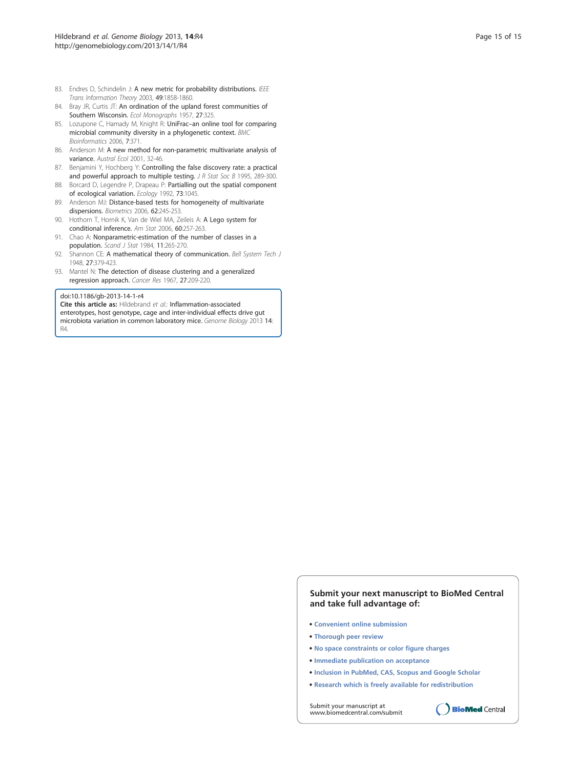83. Endres D, Schindelin J: **A new metric for probability distributions.** *IEEE Trans Information Theory* 2003, **49**:1858-1860.
84. Bray JR, Curtis JT: **An ordination of the upland forest communities of Southern Wisconsin.** *Ecol Monographs* 1957, **27**:325.
85. Lozupone C, Hamady M, Knight R: **UniFrac–an online tool for comparing microbial community diversity in a phylogenetic context.** *BMC Bioinformatics* 2006, **7**:371.
86. Anderson M: **A new method for non-parametric multivariate analysis of variance.** *Austral Ecol* 2001, 32-46.
87. Benjamini Y, Hochberg Y: **Controlling the false discovery rate: a practical and powerful approach to multiple testing.** *J R Stat Soc B* 1995, 289-300.
88. Borcard D, Legendre P, Drapeau P: **Partialling out the spatial component of ecological variation.** *Ecology* 1992, **73**:1045.
89. Anderson MJ: **Distance-based tests for homogeneity of multivariate dispersions.** *Biometrics* 2006, **62**:245-253.
90. Hothorn T, Hornik K, Van de Wiel MA, Zeileis A: **A Lego system for conditional inference.** *Am Stat* 2006, **60**:257-263.
91. Chao A: **Nonparametric-estimation of the number of classes in a population.** *Scand J Stat* 1984, **11**:265-270.
92. Shannon CE: **A mathematical theory of communication.** *Bell System Tech J* 1948, **27**:379-423.
93. Mantel N: **The detection of disease clustering and a generalized regression approach.** *Cancer Res* 1967, **27**:209-220.

doi:10.1186/gb-2013-14-1-r4

**Cite this article as:** Hildebrand *et al.*: Inflammation-associated enterotypes, host genotype, cage and inter-individual effects drive gut microbiota variation in common laboratory mice. *Genome Biology* 2013 **14**: R4.

**Submit your next manuscript to BioMed Central and take full advantage of:**

- **Convenient online submission**
- **Thorough peer review**
- **No space constraints or color figure charges**
- **Immediate publication on acceptance**
- **Inclusion in PubMed, CAS, Scopus and Google Scholar**
- **Research which is freely available for redistribution**

Submit your manuscript at www.biomedcentral.com/submit

BioMed Central